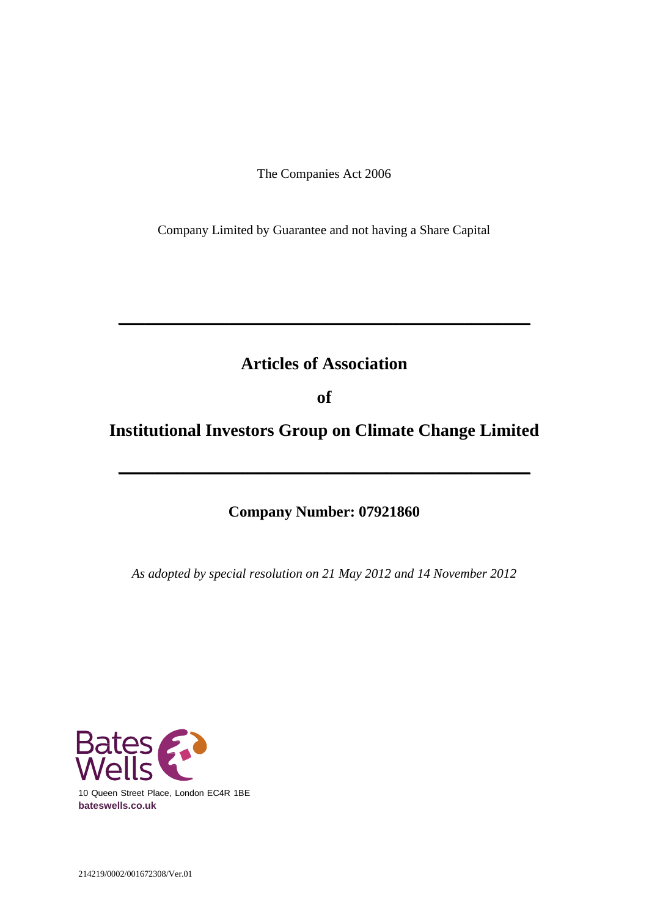The Companies Act 2006

Company Limited by Guarantee and not having a Share Capital

---

# Articles of Association

# of

# Institutional Investors Group on Climate Change Limited

---

**Company Number: 07921860**

*As adopted by special resolution on 21 May 2012 and 14 November 2012*

Bates Wells

10 Queen Street Place, London EC4R 1BE

**bateswells.co.uk**

214219/0002/001672308/Ver.01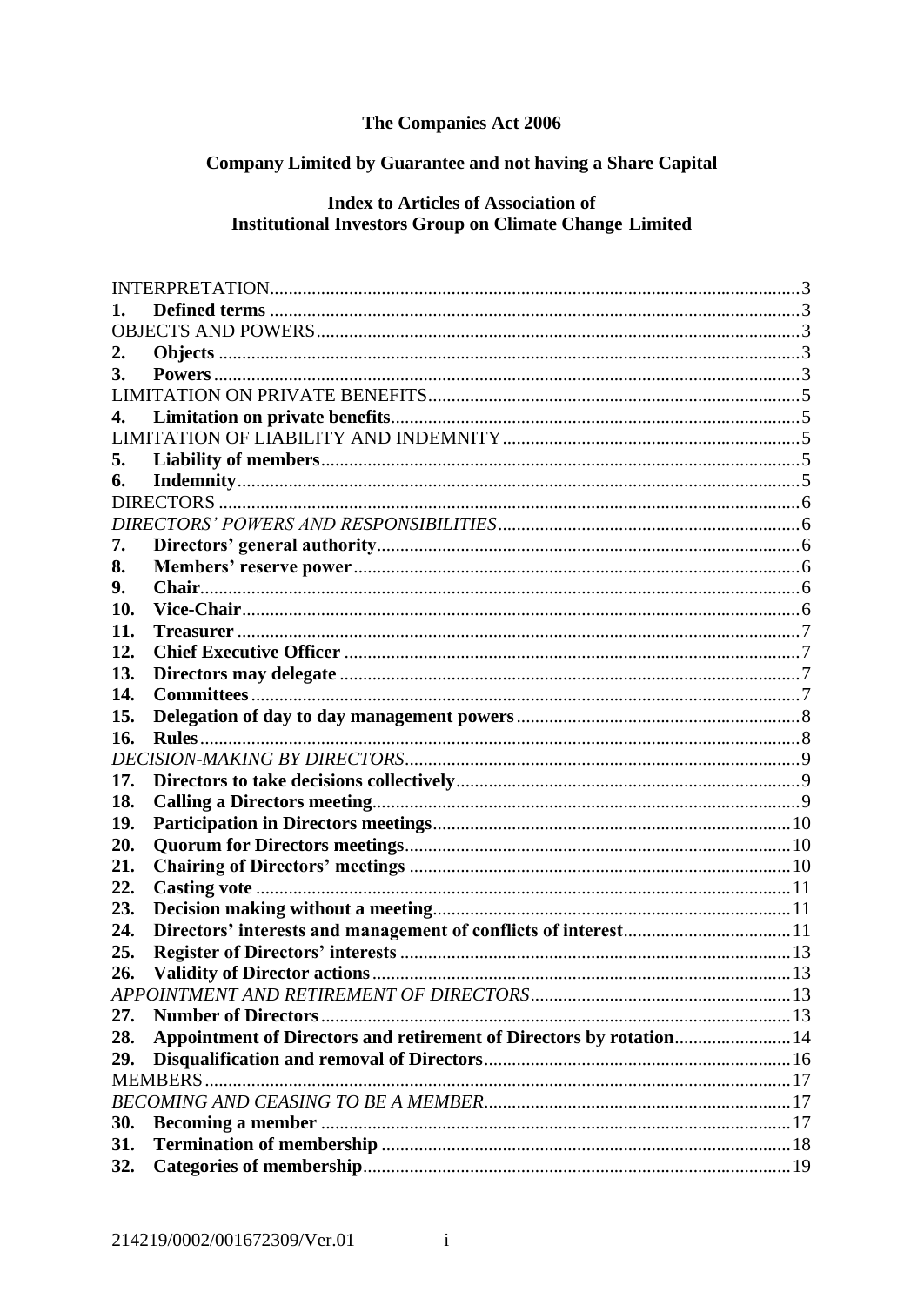**The Companies Act 2006**

**Company Limited by Guarantee and not having a Share Capital**

**Index to Articles of Association of**
**Institutional Investors Group on Climate Change Limited**

| | | |
|---|---|---|
| INTERPRETATION | | 3 |
| **1.** | **Defined terms** | 3 |
| OBJECTS AND POWERS | | 3 |
| **2.** | **Objects** | 3 |
| **3.** | **Powers** | 3 |
| LIMITATION ON PRIVATE BENEFITS | | 5 |
| **4.** | **Limitation on private benefits** | 5 |
| LIMITATION OF LIABILITY AND INDEMNITY | | 5 |
| **5.** | **Liability of members** | 5 |
| **6.** | **Indemnity** | 5 |
| DIRECTORS | | 6 |
| *DIRECTORS' POWERS AND RESPONSIBILITIES* | | 6 |
| **7.** | **Directors' general authority** | 6 |
| **8.** | **Members' reserve power** | 6 |
| **9.** | **Chair** | 6 |
| **10.** | **Vice-Chair** | 6 |
| **11.** | **Treasurer** | 7 |
| **12.** | **Chief Executive Officer** | 7 |
| **13.** | **Directors may delegate** | 7 |
| **14.** | **Committees** | 7 |
| **15.** | **Delegation of day to day management powers** | 8 |
| **16.** | **Rules** | 8 |
| *DECISION-MAKING BY DIRECTORS* | | 9 |
| **17.** | **Directors to take decisions collectively** | 9 |
| **18.** | **Calling a Directors meeting** | 9 |
| **19.** | **Participation in Directors meetings** | 10 |
| **20.** | **Quorum for Directors meetings** | 10 |
| **21.** | **Chairing of Directors' meetings** | 10 |
| **22.** | **Casting vote** | 11 |
| **23.** | **Decision making without a meeting** | 11 |
| **24.** | **Directors' interests and management of conflicts of interest** | 11 |
| **25.** | **Register of Directors' interests** | 13 |
| **26.** | **Validity of Director actions** | 13 |
| *APPOINTMENT AND RETIREMENT OF DIRECTORS* | | 13 |
| **27.** | **Number of Directors** | 13 |
| **28.** | **Appointment of Directors and retirement of Directors by rotation** | 14 |
| **29.** | **Disqualification and removal of Directors** | 16 |
| MEMBERS | | 17 |
| *BECOMING AND CEASING TO BE A MEMBER* | | 17 |
| **30.** | **Becoming a member** | 17 |
| **31.** | **Termination of membership** | 18 |
| **32.** | **Categories of membership** | 19 |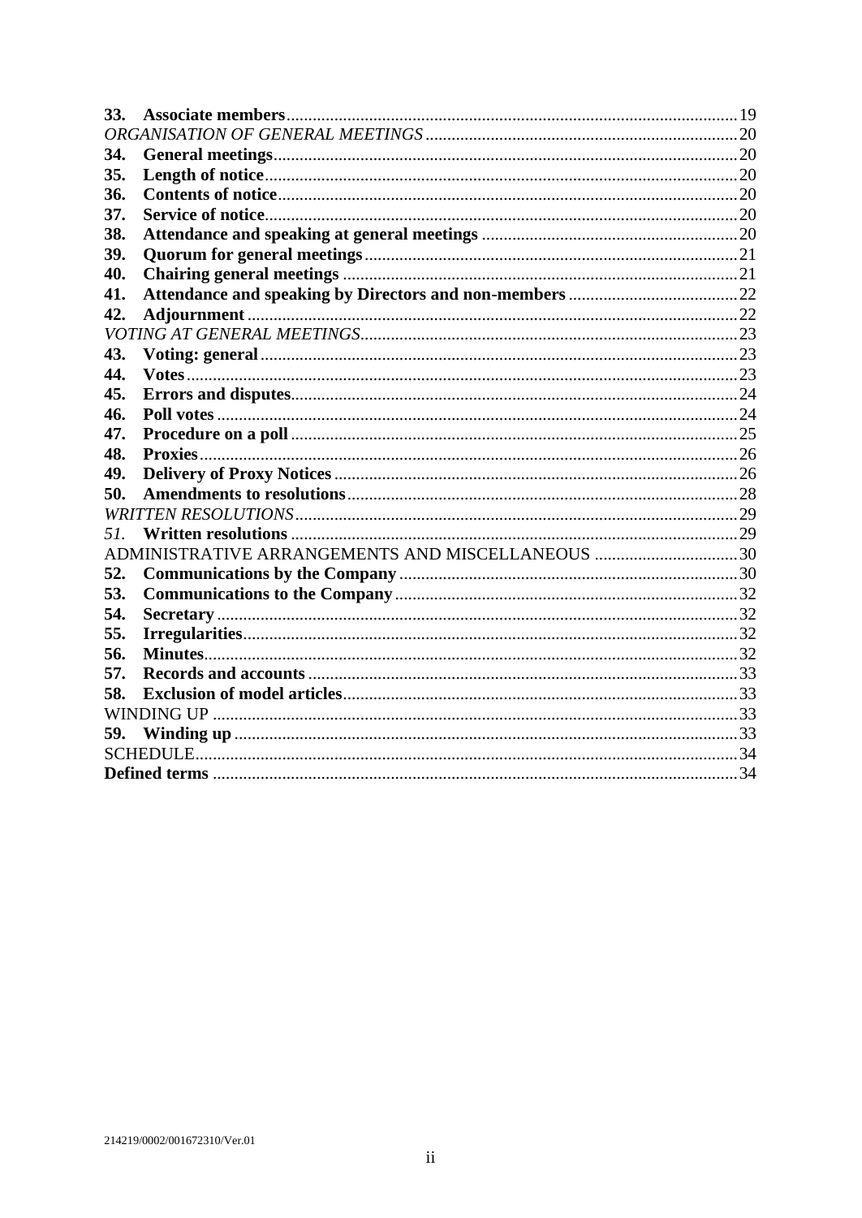**33. Associate members** ........................................................ 19

*ORGANISATION OF GENERAL MEETINGS* ........................................................ 20

**34. General meetings** ........................................................ 20

**35. Length of notice** ........................................................ 20

**36. Contents of notice** ........................................................ 20

**37. Service of notice** ........................................................ 20

**38. Attendance and speaking at general meetings** ........................................................ 20

**39. Quorum for general meetings** ........................................................ 21

**40. Chairing general meetings** ........................................................ 21

**41. Attendance and speaking by Directors and non-members** ........................................................ 22

**42. Adjournment** ........................................................ 22

*VOTING AT GENERAL MEETINGS* ........................................................ 23

**43. Voting: general** ........................................................ 23

**44. Votes** ........................................................ 23

**45. Errors and disputes** ........................................................ 24

**46. Poll votes** ........................................................ 24

**47. Procedure on a poll** ........................................................ 25

**48. Proxies** ........................................................ 26

**49. Delivery of Proxy Notices** ........................................................ 26

**50. Amendments to resolutions** ........................................................ 28

*WRITTEN RESOLUTIONS* ........................................................ 29

*51.* **Written resolutions** ........................................................ 29

ADMINISTRATIVE ARRANGEMENTS AND MISCELLANEOUS ........................................................ 30

**52. Communications by the Company** ........................................................ 30

**53. Communications to the Company** ........................................................ 32

**54. Secretary** ........................................................ 32

**55. Irregularities** ........................................................ 32

**56. Minutes** ........................................................ 32

**57. Records and accounts** ........................................................ 33

**58. Exclusion of model articles** ........................................................ 33

WINDING UP ........................................................ 33

**59. Winding up** ........................................................ 33

SCHEDULE ........................................................ 34

**Defined terms** ........................................................ 34

214219/0002/001672310/Ver.01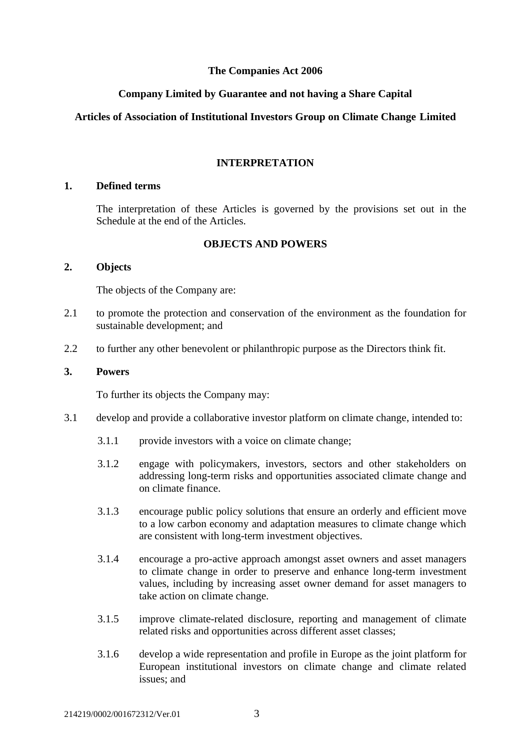**The Companies Act 2006**

**Company Limited by Guarantee and not having a Share Capital**

**Articles of Association of Institutional Investors Group on Climate Change Limited**

## INTERPRETATION

**1. Defined terms**

The interpretation of these Articles is governed by the provisions set out in the Schedule at the end of the Articles.

## OBJECTS AND POWERS

**2. Objects**

The objects of the Company are:

2.1 to promote the protection and conservation of the environment as the foundation for sustainable development; and

2.2 to further any other benevolent or philanthropic purpose as the Directors think fit.

**3. Powers**

To further its objects the Company may:

3.1 develop and provide a collaborative investor platform on climate change, intended to:

3.1.1 provide investors with a voice on climate change;

3.1.2 engage with policymakers, investors, sectors and other stakeholders on addressing long-term risks and opportunities associated climate change and on climate finance.

3.1.3 encourage public policy solutions that ensure an orderly and efficient move to a low carbon economy and adaptation measures to climate change which are consistent with long-term investment objectives.

3.1.4 encourage a pro-active approach amongst asset owners and asset managers to climate change in order to preserve and enhance long-term investment values, including by increasing asset owner demand for asset managers to take action on climate change.

3.1.5 improve climate-related disclosure, reporting and management of climate related risks and opportunities across different asset classes;

3.1.6 develop a wide representation and profile in Europe as the joint platform for European institutional investors on climate change and climate related issues; and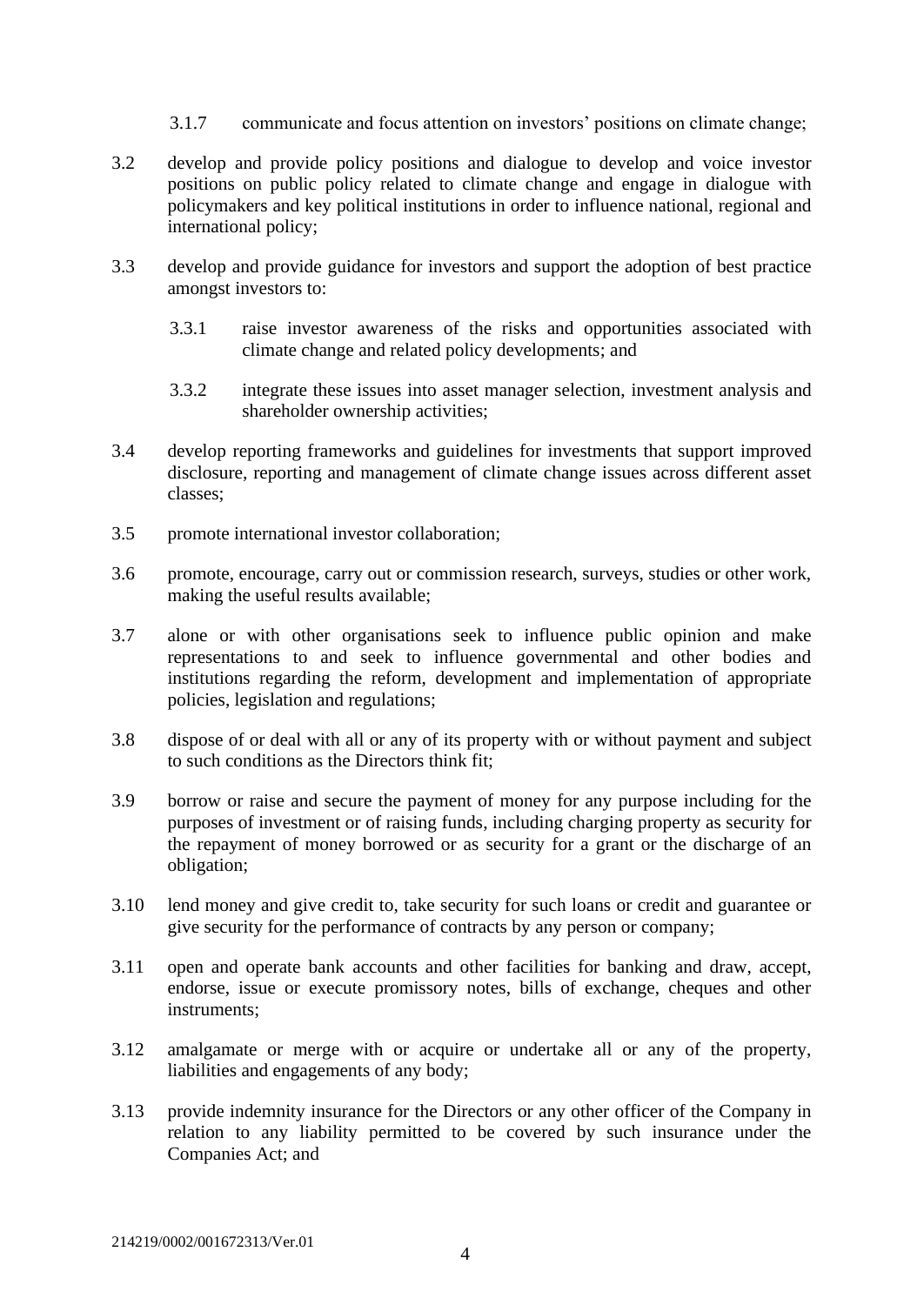3.1.7 communicate and focus attention on investors' positions on climate change;

3.2 develop and provide policy positions and dialogue to develop and voice investor positions on public policy related to climate change and engage in dialogue with policymakers and key political institutions in order to influence national, regional and international policy;

3.3 develop and provide guidance for investors and support the adoption of best practice amongst investors to:

3.3.1 raise investor awareness of the risks and opportunities associated with climate change and related policy developments; and

3.3.2 integrate these issues into asset manager selection, investment analysis and shareholder ownership activities;

3.4 develop reporting frameworks and guidelines for investments that support improved disclosure, reporting and management of climate change issues across different asset classes;

3.5 promote international investor collaboration;

3.6 promote, encourage, carry out or commission research, surveys, studies or other work, making the useful results available;

3.7 alone or with other organisations seek to influence public opinion and make representations to and seek to influence governmental and other bodies and institutions regarding the reform, development and implementation of appropriate policies, legislation and regulations;

3.8 dispose of or deal with all or any of its property with or without payment and subject to such conditions as the Directors think fit;

3.9 borrow or raise and secure the payment of money for any purpose including for the purposes of investment or of raising funds, including charging property as security for the repayment of money borrowed or as security for a grant or the discharge of an obligation;

3.10 lend money and give credit to, take security for such loans or credit and guarantee or give security for the performance of contracts by any person or company;

3.11 open and operate bank accounts and other facilities for banking and draw, accept, endorse, issue or execute promissory notes, bills of exchange, cheques and other instruments;

3.12 amalgamate or merge with or acquire or undertake all or any of the property, liabilities and engagements of any body;

3.13 provide indemnity insurance for the Directors or any other officer of the Company in relation to any liability permitted to be covered by such insurance under the Companies Act; and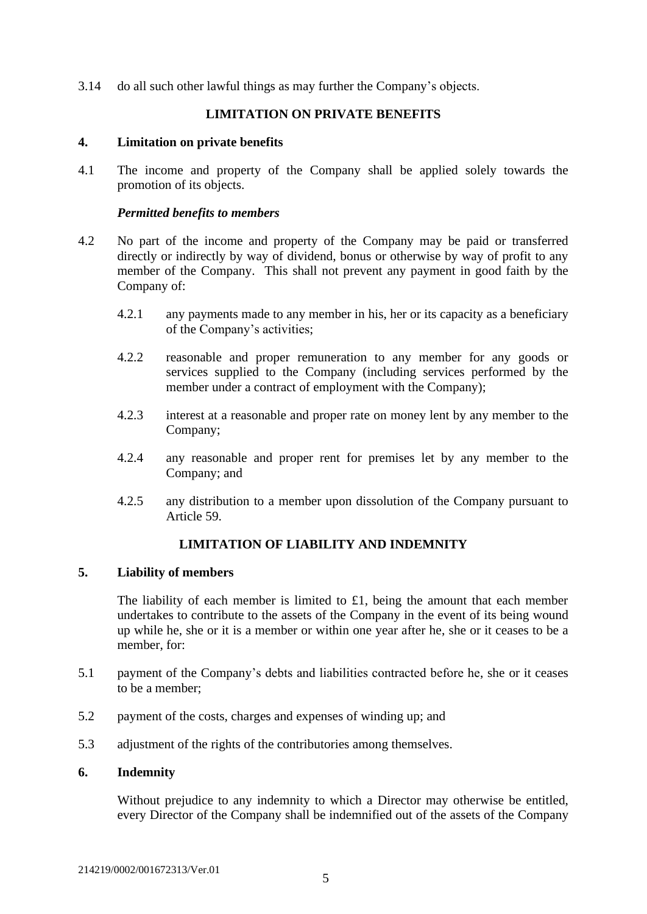3.14 do all such other lawful things as may further the Company's objects.

## LIMITATION ON PRIVATE BENEFITS

### 4. Limitation on private benefits

4.1 The income and property of the Company shall be applied solely towards the promotion of its objects.

***Permitted benefits to members***

4.2 No part of the income and property of the Company may be paid or transferred directly or indirectly by way of dividend, bonus or otherwise by way of profit to any member of the Company. This shall not prevent any payment in good faith by the Company of:

4.2.1 any payments made to any member in his, her or its capacity as a beneficiary of the Company's activities;

4.2.2 reasonable and proper remuneration to any member for any goods or services supplied to the Company (including services performed by the member under a contract of employment with the Company);

4.2.3 interest at a reasonable and proper rate on money lent by any member to the Company;

4.2.4 any reasonable and proper rent for premises let by any member to the Company; and

4.2.5 any distribution to a member upon dissolution of the Company pursuant to Article 59.

## LIMITATION OF LIABILITY AND INDEMNITY

### 5. Liability of members

The liability of each member is limited to £1, being the amount that each member undertakes to contribute to the assets of the Company in the event of its being wound up while he, she or it is a member or within one year after he, she or it ceases to be a member, for:

5.1 payment of the Company's debts and liabilities contracted before he, she or it ceases to be a member;

5.2 payment of the costs, charges and expenses of winding up; and

5.3 adjustment of the rights of the contributories among themselves.

### 6. Indemnity

Without prejudice to any indemnity to which a Director may otherwise be entitled, every Director of the Company shall be indemnified out of the assets of the Company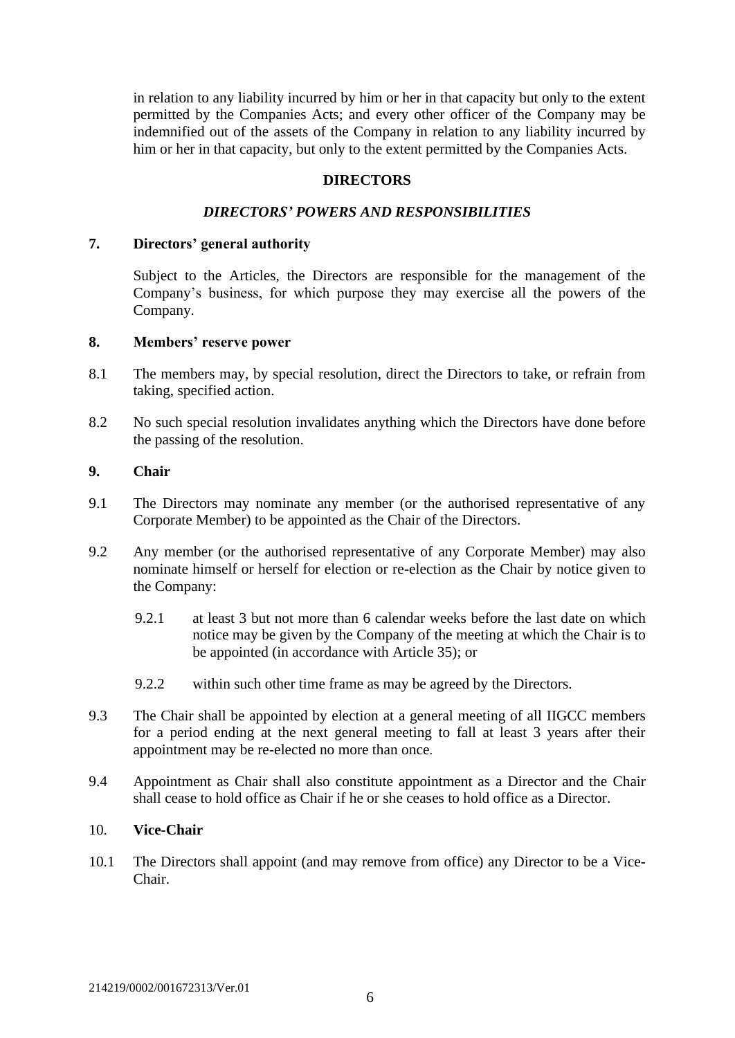in relation to any liability incurred by him or her in that capacity but only to the extent permitted by the Companies Acts; and every other officer of the Company may be indemnified out of the assets of the Company in relation to any liability incurred by him or her in that capacity, but only to the extent permitted by the Companies Acts.

## DIRECTORS

### *DIRECTORS' POWERS AND RESPONSIBILITIES*

**7. Directors' general authority**

Subject to the Articles, the Directors are responsible for the management of the Company's business, for which purpose they may exercise all the powers of the Company.

**8. Members' reserve power**

8.1 The members may, by special resolution, direct the Directors to take, or refrain from taking, specified action.

8.2 No such special resolution invalidates anything which the Directors have done before the passing of the resolution.

**9. Chair**

9.1 The Directors may nominate any member (or the authorised representative of any Corporate Member) to be appointed as the Chair of the Directors.

9.2 Any member (or the authorised representative of any Corporate Member) may also nominate himself or herself for election or re-election as the Chair by notice given to the Company:

9.2.1 at least 3 but not more than 6 calendar weeks before the last date on which notice may be given by the Company of the meeting at which the Chair is to be appointed (in accordance with Article 35); or

9.2.2 within such other time frame as may be agreed by the Directors.

9.3 The Chair shall be appointed by election at a general meeting of all IIGCC members for a period ending at the next general meeting to fall at least 3 years after their appointment may be re-elected no more than once.

9.4 Appointment as Chair shall also constitute appointment as a Director and the Chair shall cease to hold office as Chair if he or she ceases to hold office as a Director.

10. **Vice-Chair**

10.1 The Directors shall appoint (and may remove from office) any Director to be a Vice-Chair.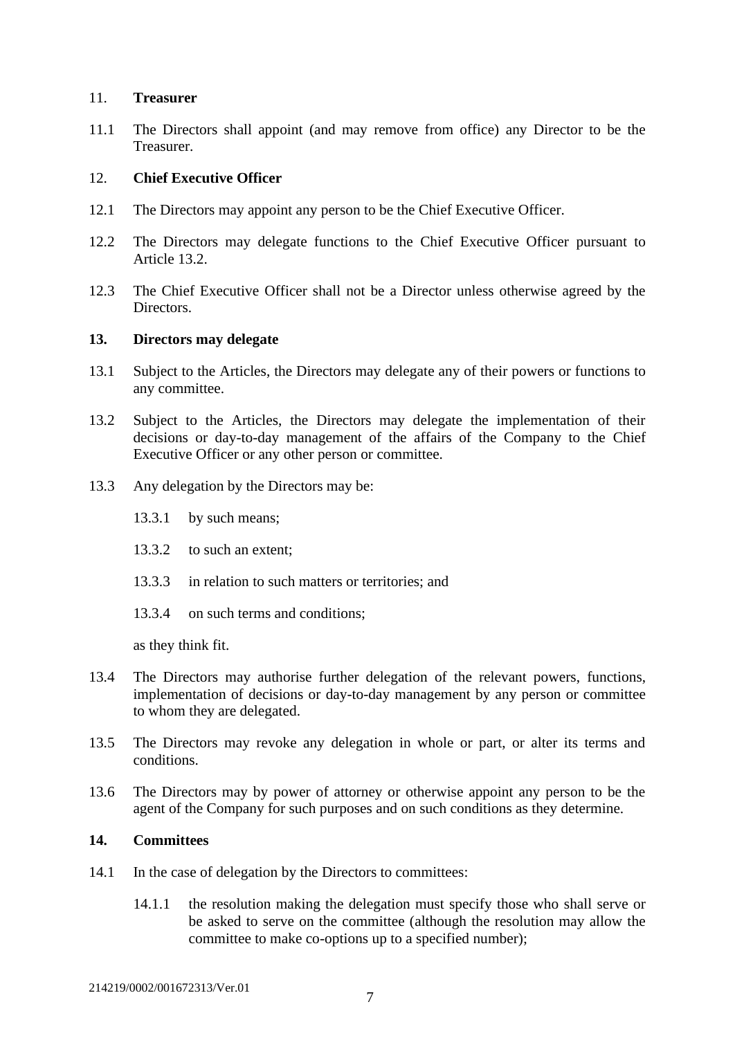11. **Treasurer**

11.1 The Directors shall appoint (and may remove from office) any Director to be the Treasurer.

12. **Chief Executive Officer**

12.1 The Directors may appoint any person to be the Chief Executive Officer.

12.2 The Directors may delegate functions to the Chief Executive Officer pursuant to Article 13.2.

12.3 The Chief Executive Officer shall not be a Director unless otherwise agreed by the Directors.

**13. Directors may delegate**

13.1 Subject to the Articles, the Directors may delegate any of their powers or functions to any committee.

13.2 Subject to the Articles, the Directors may delegate the implementation of their decisions or day-to-day management of the affairs of the Company to the Chief Executive Officer or any other person or committee.

13.3 Any delegation by the Directors may be:

13.3.1 by such means;

13.3.2 to such an extent;

13.3.3 in relation to such matters or territories; and

13.3.4 on such terms and conditions;

as they think fit.

13.4 The Directors may authorise further delegation of the relevant powers, functions, implementation of decisions or day-to-day management by any person or committee to whom they are delegated.

13.5 The Directors may revoke any delegation in whole or part, or alter its terms and conditions.

13.6 The Directors may by power of attorney or otherwise appoint any person to be the agent of the Company for such purposes and on such conditions as they determine.

**14. Committees**

14.1 In the case of delegation by the Directors to committees:

14.1.1 the resolution making the delegation must specify those who shall serve or be asked to serve on the committee (although the resolution may allow the committee to make co-options up to a specified number);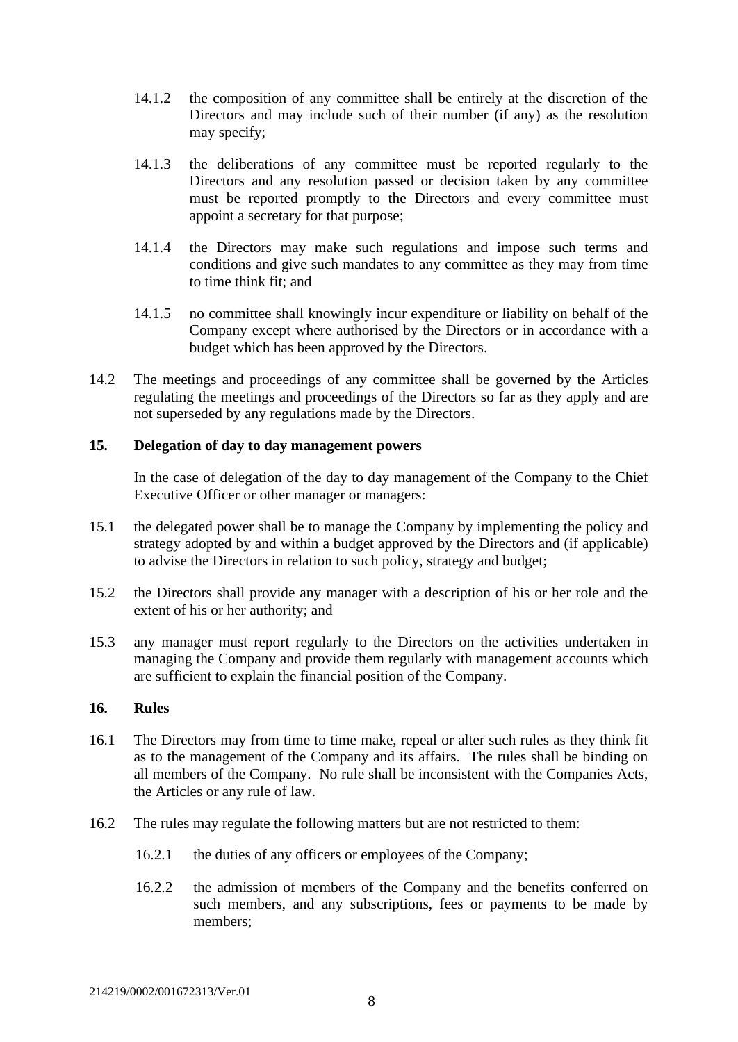14.1.2 the composition of any committee shall be entirely at the discretion of the Directors and may include such of their number (if any) as the resolution may specify;

14.1.3 the deliberations of any committee must be reported regularly to the Directors and any resolution passed or decision taken by any committee must be reported promptly to the Directors and every committee must appoint a secretary for that purpose;

14.1.4 the Directors may make such regulations and impose such terms and conditions and give such mandates to any committee as they may from time to time think fit; and

14.1.5 no committee shall knowingly incur expenditure or liability on behalf of the Company except where authorised by the Directors or in accordance with a budget which has been approved by the Directors.

14.2 The meetings and proceedings of any committee shall be governed by the Articles regulating the meetings and proceedings of the Directors so far as they apply and are not superseded by any regulations made by the Directors.

## 15. Delegation of day to day management powers

In the case of delegation of the day to day management of the Company to the Chief Executive Officer or other manager or managers:

15.1 the delegated power shall be to manage the Company by implementing the policy and strategy adopted by and within a budget approved by the Directors and (if applicable) to advise the Directors in relation to such policy, strategy and budget;

15.2 the Directors shall provide any manager with a description of his or her role and the extent of his or her authority; and

15.3 any manager must report regularly to the Directors on the activities undertaken in managing the Company and provide them regularly with management accounts which are sufficient to explain the financial position of the Company.

## 16. Rules

16.1 The Directors may from time to time make, repeal or alter such rules as they think fit as to the management of the Company and its affairs. The rules shall be binding on all members of the Company. No rule shall be inconsistent with the Companies Acts, the Articles or any rule of law.

16.2 The rules may regulate the following matters but are not restricted to them:

16.2.1 the duties of any officers or employees of the Company;

16.2.2 the admission of members of the Company and the benefits conferred on such members, and any subscriptions, fees or payments to be made by members;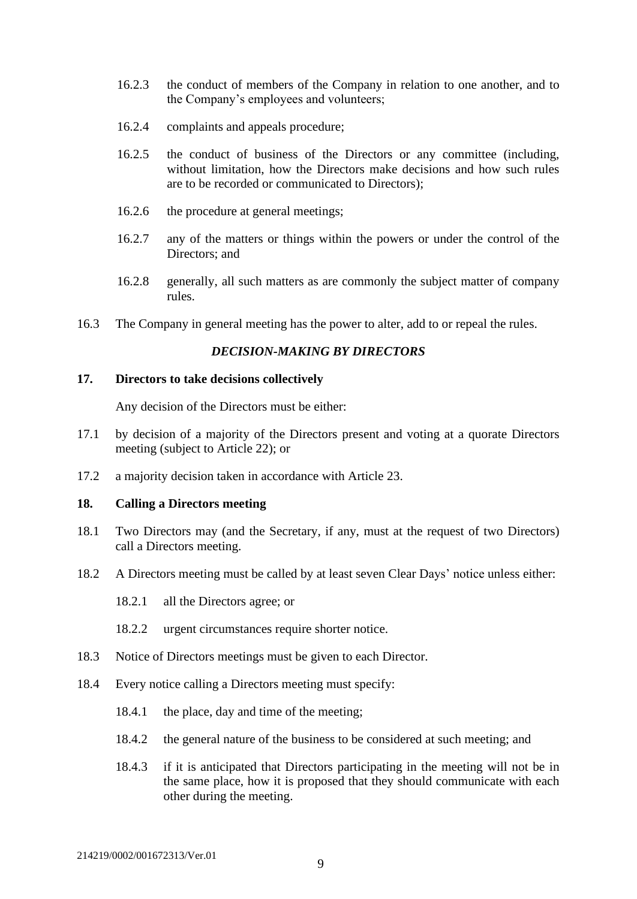16.2.3 the conduct of members of the Company in relation to one another, and to the Company's employees and volunteers;

16.2.4 complaints and appeals procedure;

16.2.5 the conduct of business of the Directors or any committee (including, without limitation, how the Directors make decisions and how such rules are to be recorded or communicated to Directors);

16.2.6 the procedure at general meetings;

16.2.7 any of the matters or things within the powers or under the control of the Directors; and

16.2.8 generally, all such matters as are commonly the subject matter of company rules.

16.3 The Company in general meeting has the power to alter, add to or repeal the rules.

### *DECISION-MAKING BY DIRECTORS*

**17. Directors to take decisions collectively**

Any decision of the Directors must be either:

17.1 by decision of a majority of the Directors present and voting at a quorate Directors meeting (subject to Article 22); or

17.2 a majority decision taken in accordance with Article 23.

**18. Calling a Directors meeting**

18.1 Two Directors may (and the Secretary, if any, must at the request of two Directors) call a Directors meeting.

18.2 A Directors meeting must be called by at least seven Clear Days' notice unless either:

18.2.1 all the Directors agree; or

18.2.2 urgent circumstances require shorter notice.

18.3 Notice of Directors meetings must be given to each Director.

18.4 Every notice calling a Directors meeting must specify:

18.4.1 the place, day and time of the meeting;

18.4.2 the general nature of the business to be considered at such meeting; and

18.4.3 if it is anticipated that Directors participating in the meeting will not be in the same place, how it is proposed that they should communicate with each other during the meeting.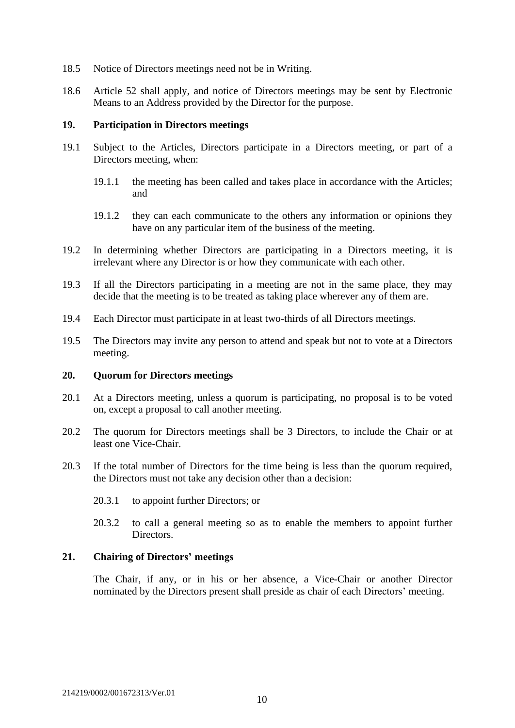18.5 Notice of Directors meetings need not be in Writing.

18.6 Article 52 shall apply, and notice of Directors meetings may be sent by Electronic Means to an Address provided by the Director for the purpose.

## 19. Participation in Directors meetings

19.1 Subject to the Articles, Directors participate in a Directors meeting, or part of a Directors meeting, when:

- 19.1.1 the meeting has been called and takes place in accordance with the Articles; and
- 19.1.2 they can each communicate to the others any information or opinions they have on any particular item of the business of the meeting.

19.2 In determining whether Directors are participating in a Directors meeting, it is irrelevant where any Director is or how they communicate with each other.

19.3 If all the Directors participating in a meeting are not in the same place, they may decide that the meeting is to be treated as taking place wherever any of them are.

19.4 Each Director must participate in at least two-thirds of all Directors meetings.

19.5 The Directors may invite any person to attend and speak but not to vote at a Directors meeting.

## 20. Quorum for Directors meetings

20.1 At a Directors meeting, unless a quorum is participating, no proposal is to be voted on, except a proposal to call another meeting.

20.2 The quorum for Directors meetings shall be 3 Directors, to include the Chair or at least one Vice-Chair.

20.3 If the total number of Directors for the time being is less than the quorum required, the Directors must not take any decision other than a decision:

- 20.3.1 to appoint further Directors; or
- 20.3.2 to call a general meeting so as to enable the members to appoint further Directors.

## 21. Chairing of Directors' meetings

The Chair, if any, or in his or her absence, a Vice-Chair or another Director nominated by the Directors present shall preside as chair of each Directors' meeting.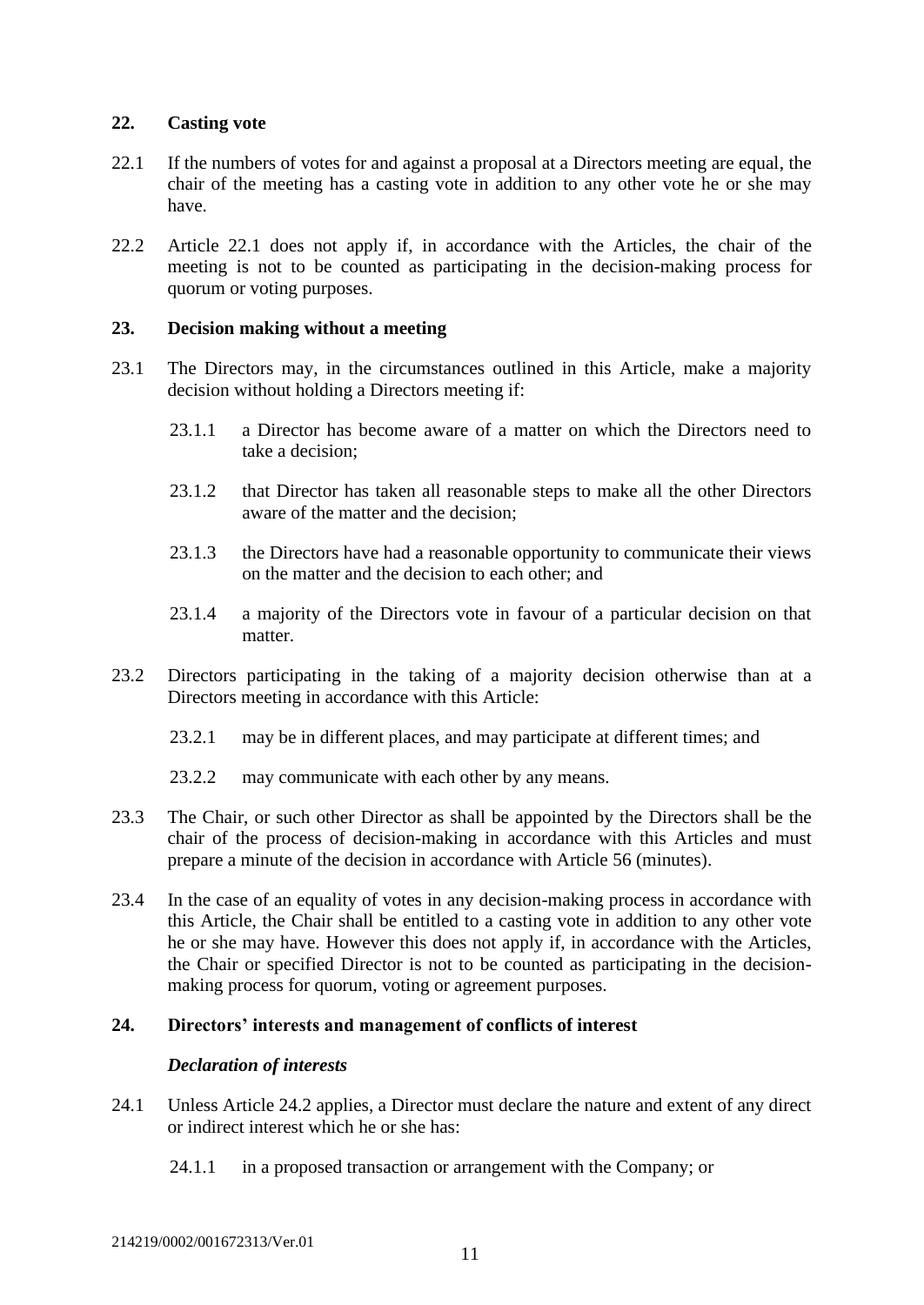## 22. Casting vote

22.1 If the numbers of votes for and against a proposal at a Directors meeting are equal, the chair of the meeting has a casting vote in addition to any other vote he or she may have.

22.2 Article 22.1 does not apply if, in accordance with the Articles, the chair of the meeting is not to be counted as participating in the decision-making process for quorum or voting purposes.

## 23. Decision making without a meeting

23.1 The Directors may, in the circumstances outlined in this Article, make a majority decision without holding a Directors meeting if:

23.1.1 a Director has become aware of a matter on which the Directors need to take a decision;

23.1.2 that Director has taken all reasonable steps to make all the other Directors aware of the matter and the decision;

23.1.3 the Directors have had a reasonable opportunity to communicate their views on the matter and the decision to each other; and

23.1.4 a majority of the Directors vote in favour of a particular decision on that matter.

23.2 Directors participating in the taking of a majority decision otherwise than at a Directors meeting in accordance with this Article:

23.2.1 may be in different places, and may participate at different times; and

23.2.2 may communicate with each other by any means.

23.3 The Chair, or such other Director as shall be appointed by the Directors shall be the chair of the process of decision-making in accordance with this Articles and must prepare a minute of the decision in accordance with Article 56 (minutes).

23.4 In the case of an equality of votes in any decision-making process in accordance with this Article, the Chair shall be entitled to a casting vote in addition to any other vote he or she may have. However this does not apply if, in accordance with the Articles, the Chair or specified Director is not to be counted as participating in the decision-making process for quorum, voting or agreement purposes.

## 24. Directors' interests and management of conflicts of interest

### *Declaration of interests*

24.1 Unless Article 24.2 applies, a Director must declare the nature and extent of any direct or indirect interest which he or she has:

24.1.1 in a proposed transaction or arrangement with the Company; or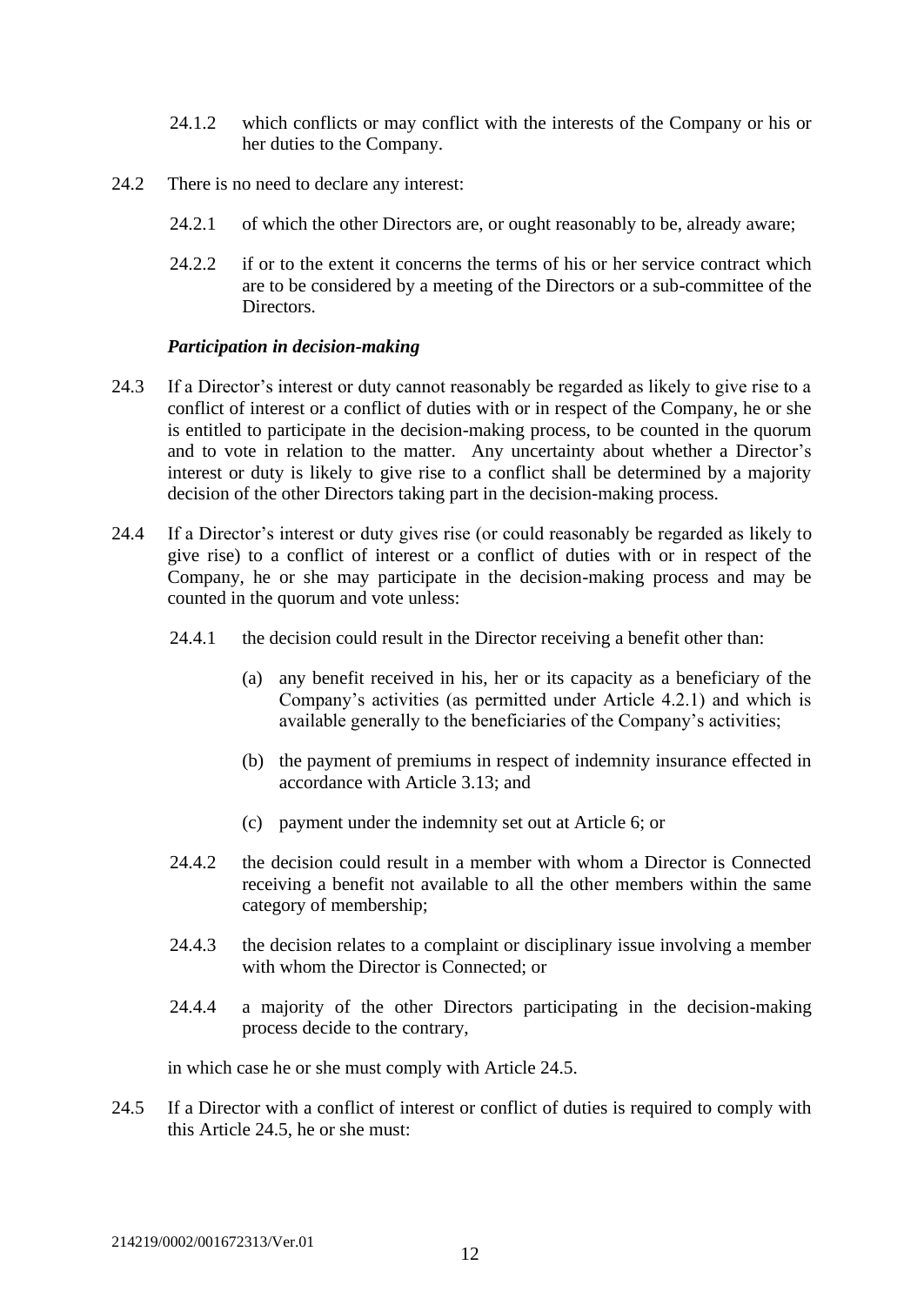24.1.2 which conflicts or may conflict with the interests of the Company or his or her duties to the Company.

24.2 There is no need to declare any interest:

24.2.1 of which the other Directors are, or ought reasonably to be, already aware;

24.2.2 if or to the extent it concerns the terms of his or her service contract which are to be considered by a meeting of the Directors or a sub-committee of the Directors.

***Participation in decision-making***

24.3 If a Director's interest or duty cannot reasonably be regarded as likely to give rise to a conflict of interest or a conflict of duties with or in respect of the Company, he or she is entitled to participate in the decision-making process, to be counted in the quorum and to vote in relation to the matter. Any uncertainty about whether a Director's interest or duty is likely to give rise to a conflict shall be determined by a majority decision of the other Directors taking part in the decision-making process.

24.4 If a Director's interest or duty gives rise (or could reasonably be regarded as likely to give rise) to a conflict of interest or a conflict of duties with or in respect of the Company, he or she may participate in the decision-making process and may be counted in the quorum and vote unless:

24.4.1 the decision could result in the Director receiving a benefit other than:

(a) any benefit received in his, her or its capacity as a beneficiary of the Company's activities (as permitted under Article 4.2.1) and which is available generally to the beneficiaries of the Company's activities;

(b) the payment of premiums in respect of indemnity insurance effected in accordance with Article 3.13; and

(c) payment under the indemnity set out at Article 6; or

24.4.2 the decision could result in a member with whom a Director is Connected receiving a benefit not available to all the other members within the same category of membership;

24.4.3 the decision relates to a complaint or disciplinary issue involving a member with whom the Director is Connected; or

24.4.4 a majority of the other Directors participating in the decision-making process decide to the contrary,

in which case he or she must comply with Article 24.5.

24.5 If a Director with a conflict of interest or conflict of duties is required to comply with this Article 24.5, he or she must: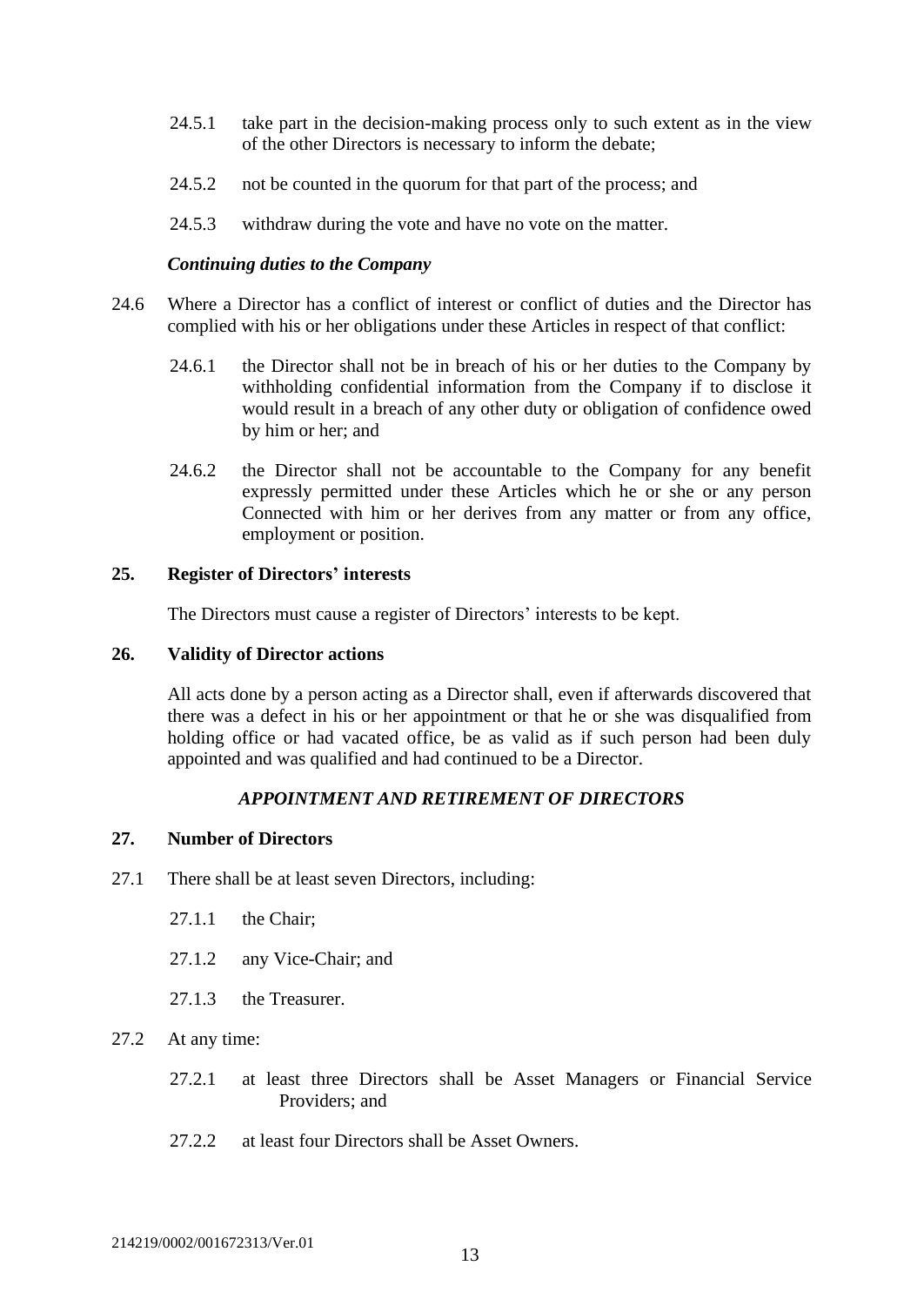24.5.1 take part in the decision-making process only to such extent as in the view of the other Directors is necessary to inform the debate;

24.5.2 not be counted in the quorum for that part of the process; and

24.5.3 withdraw during the vote and have no vote on the matter.

***Continuing duties to the Company***

24.6 Where a Director has a conflict of interest or conflict of duties and the Director has complied with his or her obligations under these Articles in respect of that conflict:

24.6.1 the Director shall not be in breach of his or her duties to the Company by withholding confidential information from the Company if to disclose it would result in a breach of any other duty or obligation of confidence owed by him or her; and

24.6.2 the Director shall not be accountable to the Company for any benefit expressly permitted under these Articles which he or she or any person Connected with him or her derives from any matter or from any office, employment or position.

**25. Register of Directors' interests**

The Directors must cause a register of Directors' interests to be kept.

**26. Validity of Director actions**

All acts done by a person acting as a Director shall, even if afterwards discovered that there was a defect in his or her appointment or that he or she was disqualified from holding office or had vacated office, be as valid as if such person had been duly appointed and was qualified and had continued to be a Director.

***APPOINTMENT AND RETIREMENT OF DIRECTORS***

**27. Number of Directors**

27.1 There shall be at least seven Directors, including:

27.1.1 the Chair;

27.1.2 any Vice-Chair; and

27.1.3 the Treasurer.

27.2 At any time:

27.2.1 at least three Directors shall be Asset Managers or Financial Service Providers; and

27.2.2 at least four Directors shall be Asset Owners.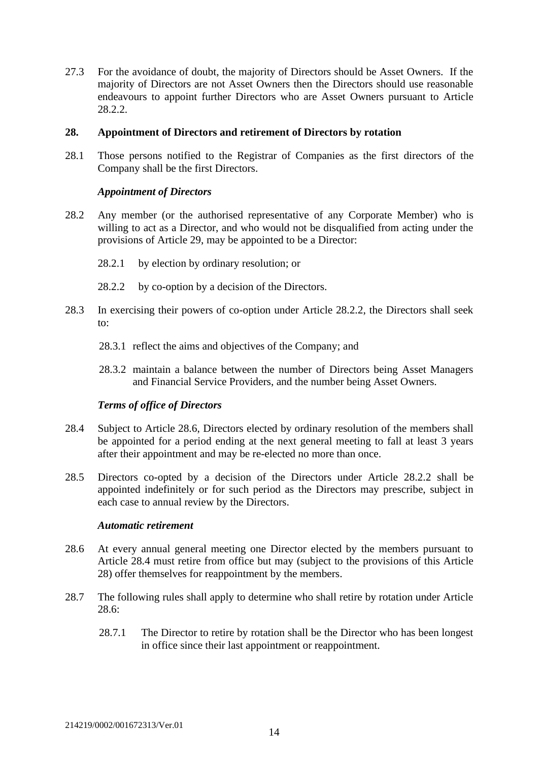27.3 For the avoidance of doubt, the majority of Directors should be Asset Owners. If the majority of Directors are not Asset Owners then the Directors should use reasonable endeavours to appoint further Directors who are Asset Owners pursuant to Article 28.2.2.

## 28. Appointment of Directors and retirement of Directors by rotation

28.1 Those persons notified to the Registrar of Companies as the first directors of the Company shall be the first Directors.

***Appointment of Directors***

28.2 Any member (or the authorised representative of any Corporate Member) who is willing to act as a Director, and who would not be disqualified from acting under the provisions of Article 29, may be appointed to be a Director:

28.2.1 by election by ordinary resolution; or

28.2.2 by co-option by a decision of the Directors.

28.3 In exercising their powers of co-option under Article 28.2.2, the Directors shall seek to:

28.3.1 reflect the aims and objectives of the Company; and

28.3.2 maintain a balance between the number of Directors being Asset Managers and Financial Service Providers, and the number being Asset Owners.

***Terms of office of Directors***

28.4 Subject to Article 28.6, Directors elected by ordinary resolution of the members shall be appointed for a period ending at the next general meeting to fall at least 3 years after their appointment and may be re-elected no more than once.

28.5 Directors co-opted by a decision of the Directors under Article 28.2.2 shall be appointed indefinitely or for such period as the Directors may prescribe, subject in each case to annual review by the Directors.

***Automatic retirement***

28.6 At every annual general meeting one Director elected by the members pursuant to Article 28.4 must retire from office but may (subject to the provisions of this Article 28) offer themselves for reappointment by the members.

28.7 The following rules shall apply to determine who shall retire by rotation under Article 28.6:

28.7.1 The Director to retire by rotation shall be the Director who has been longest in office since their last appointment or reappointment.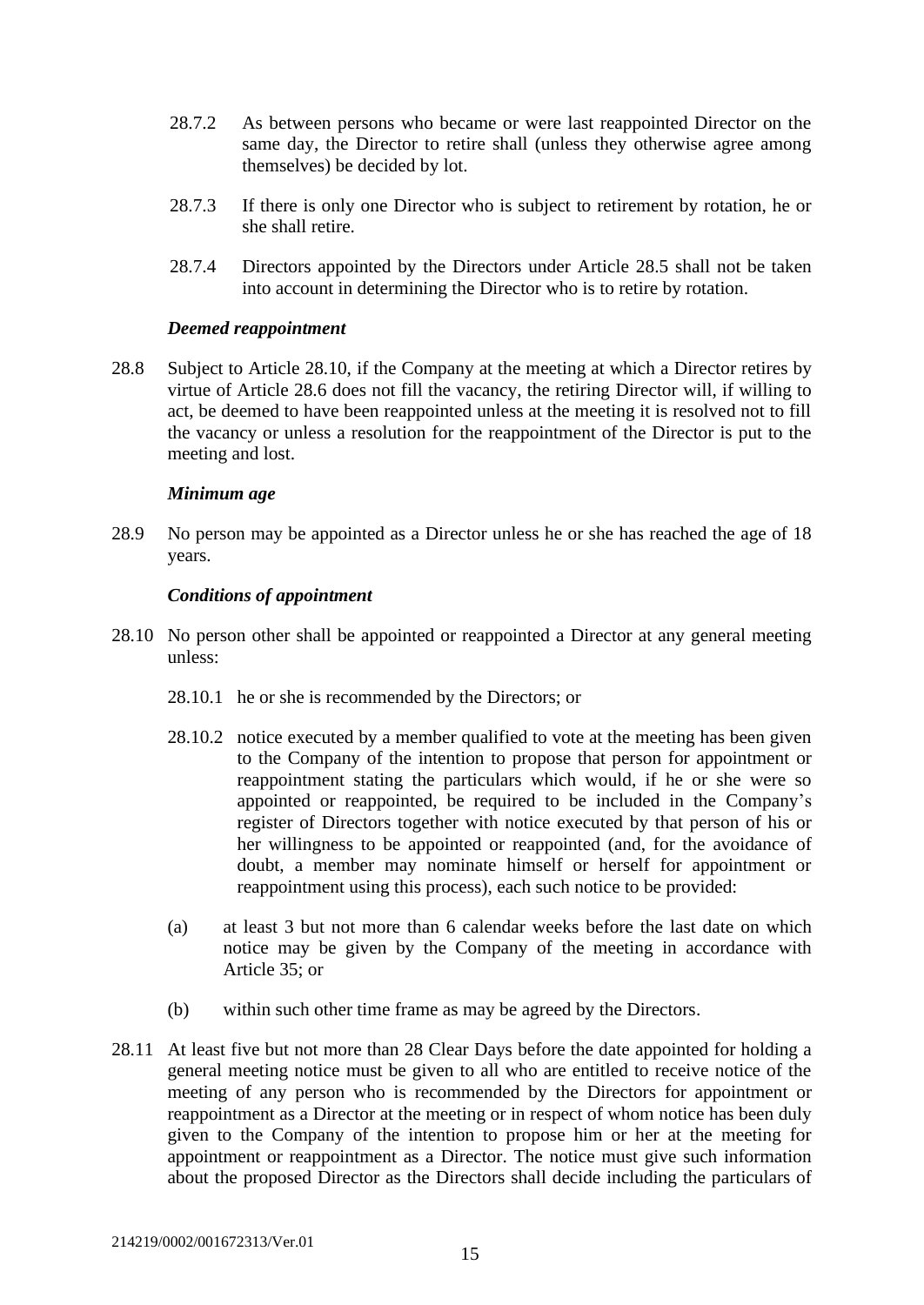28.7.2 As between persons who became or were last reappointed Director on the same day, the Director to retire shall (unless they otherwise agree among themselves) be decided by lot.

28.7.3 If there is only one Director who is subject to retirement by rotation, he or she shall retire.

28.7.4 Directors appointed by the Directors under Article 28.5 shall not be taken into account in determining the Director who is to retire by rotation.

***Deemed reappointment***

28.8 Subject to Article 28.10, if the Company at the meeting at which a Director retires by virtue of Article 28.6 does not fill the vacancy, the retiring Director will, if willing to act, be deemed to have been reappointed unless at the meeting it is resolved not to fill the vacancy or unless a resolution for the reappointment of the Director is put to the meeting and lost.

***Minimum age***

28.9 No person may be appointed as a Director unless he or she has reached the age of 18 years.

***Conditions of appointment***

28.10 No person other shall be appointed or reappointed a Director at any general meeting unless:

28.10.1 he or she is recommended by the Directors; or

28.10.2 notice executed by a member qualified to vote at the meeting has been given to the Company of the intention to propose that person for appointment or reappointment stating the particulars which would, if he or she were so appointed or reappointed, be required to be included in the Company's register of Directors together with notice executed by that person of his or her willingness to be appointed or reappointed (and, for the avoidance of doubt, a member may nominate himself or herself for appointment or reappointment using this process), each such notice to be provided:

(a) at least 3 but not more than 6 calendar weeks before the last date on which notice may be given by the Company of the meeting in accordance with Article 35; or

(b) within such other time frame as may be agreed by the Directors.

28.11 At least five but not more than 28 Clear Days before the date appointed for holding a general meeting notice must be given to all who are entitled to receive notice of the meeting of any person who is recommended by the Directors for appointment or reappointment as a Director at the meeting or in respect of whom notice has been duly given to the Company of the intention to propose him or her at the meeting for appointment or reappointment as a Director. The notice must give such information about the proposed Director as the Directors shall decide including the particulars of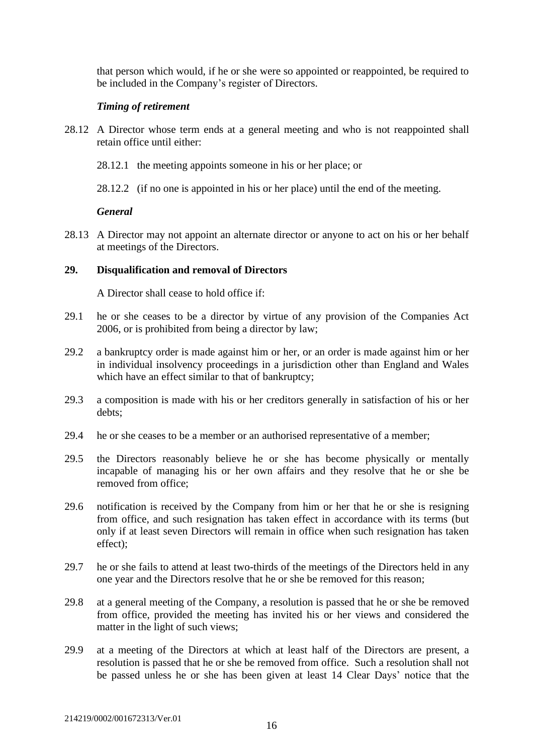that person which would, if he or she were so appointed or reappointed, be required to be included in the Company's register of Directors.

***Timing of retirement***

28.12 A Director whose term ends at a general meeting and who is not reappointed shall retain office until either:

28.12.1 the meeting appoints someone in his or her place; or

28.12.2 (if no one is appointed in his or her place) until the end of the meeting.

***General***

28.13 A Director may not appoint an alternate director or anyone to act on his or her behalf at meetings of the Directors.

**29. Disqualification and removal of Directors**

A Director shall cease to hold office if:

29.1 he or she ceases to be a director by virtue of any provision of the Companies Act 2006, or is prohibited from being a director by law;

29.2 a bankruptcy order is made against him or her, or an order is made against him or her in individual insolvency proceedings in a jurisdiction other than England and Wales which have an effect similar to that of bankruptcy;

29.3 a composition is made with his or her creditors generally in satisfaction of his or her debts;

29.4 he or she ceases to be a member or an authorised representative of a member;

29.5 the Directors reasonably believe he or she has become physically or mentally incapable of managing his or her own affairs and they resolve that he or she be removed from office;

29.6 notification is received by the Company from him or her that he or she is resigning from office, and such resignation has taken effect in accordance with its terms (but only if at least seven Directors will remain in office when such resignation has taken effect);

29.7 he or she fails to attend at least two-thirds of the meetings of the Directors held in any one year and the Directors resolve that he or she be removed for this reason;

29.8 at a general meeting of the Company, a resolution is passed that he or she be removed from office, provided the meeting has invited his or her views and considered the matter in the light of such views;

29.9 at a meeting of the Directors at which at least half of the Directors are present, a resolution is passed that he or she be removed from office. Such a resolution shall not be passed unless he or she has been given at least 14 Clear Days' notice that the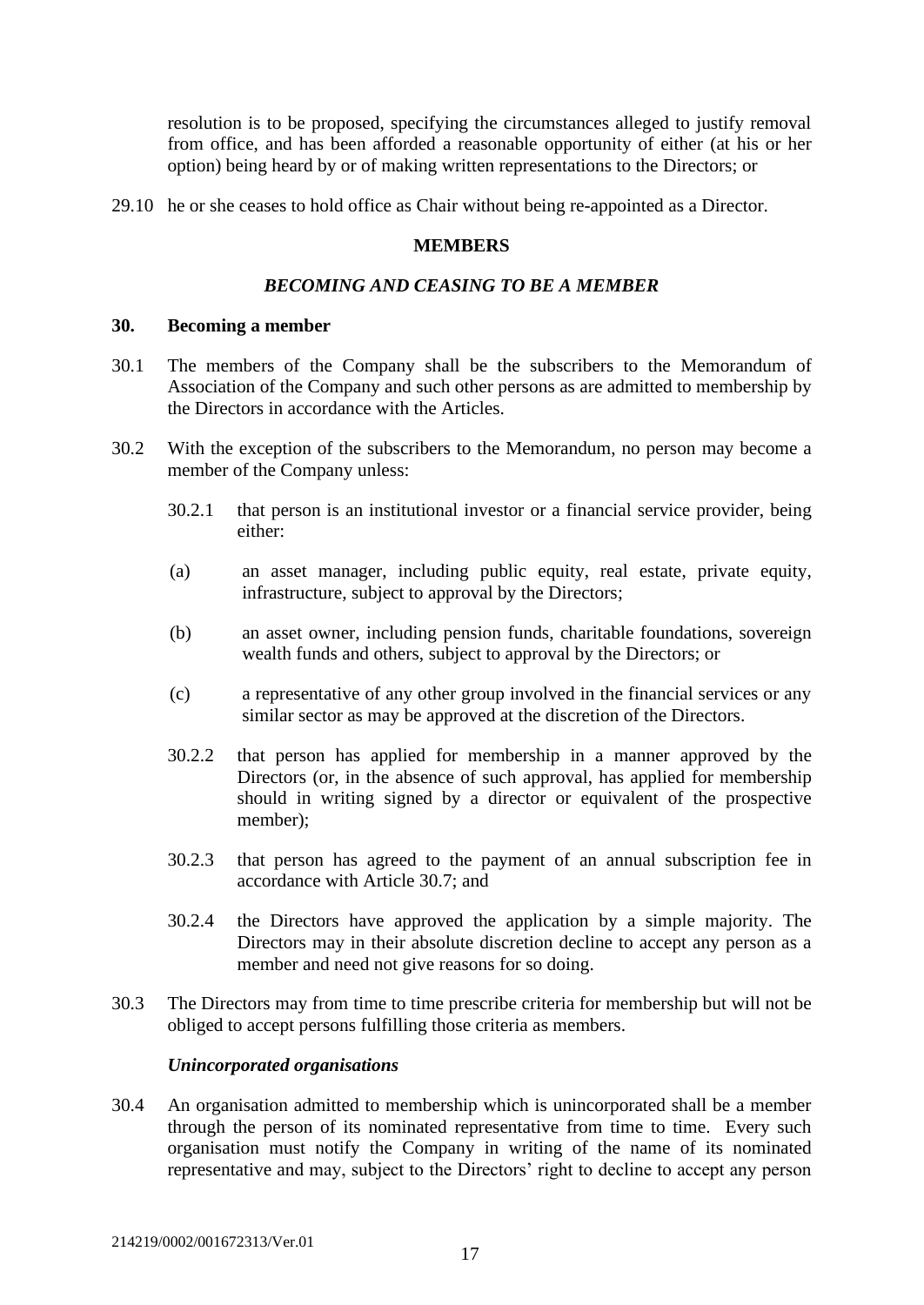resolution is to be proposed, specifying the circumstances alleged to justify removal from office, and has been afforded a reasonable opportunity of either (at his or her option) being heard by or of making written representations to the Directors; or

29.10 he or she ceases to hold office as Chair without being re-appointed as a Director.

## MEMBERS

### *BECOMING AND CEASING TO BE A MEMBER*

**30. Becoming a member**

30.1 The members of the Company shall be the subscribers to the Memorandum of Association of the Company and such other persons as are admitted to membership by the Directors in accordance with the Articles.

30.2 With the exception of the subscribers to the Memorandum, no person may become a member of the Company unless:

30.2.1 that person is an institutional investor or a financial service provider, being either:

(a) an asset manager, including public equity, real estate, private equity, infrastructure, subject to approval by the Directors;

(b) an asset owner, including pension funds, charitable foundations, sovereign wealth funds and others, subject to approval by the Directors; or

(c) a representative of any other group involved in the financial services or any similar sector as may be approved at the discretion of the Directors.

30.2.2 that person has applied for membership in a manner approved by the Directors (or, in the absence of such approval, has applied for membership should in writing signed by a director or equivalent of the prospective member);

30.2.3 that person has agreed to the payment of an annual subscription fee in accordance with Article 30.7; and

30.2.4 the Directors have approved the application by a simple majority. The Directors may in their absolute discretion decline to accept any person as a member and need not give reasons for so doing.

30.3 The Directors may from time to time prescribe criteria for membership but will not be obliged to accept persons fulfilling those criteria as members.

***Unincorporated organisations***

30.4 An organisation admitted to membership which is unincorporated shall be a member through the person of its nominated representative from time to time. Every such organisation must notify the Company in writing of the name of its nominated representative and may, subject to the Directors' right to decline to accept any person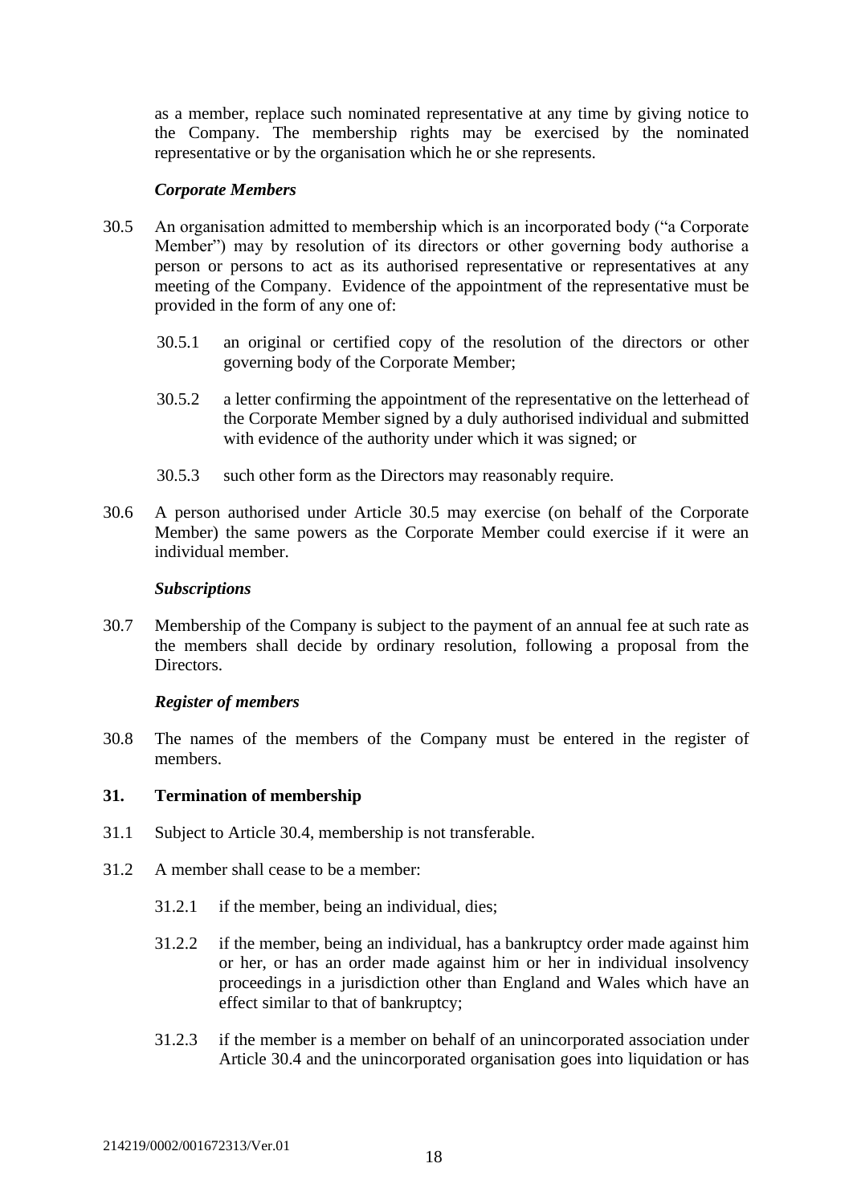as a member, replace such nominated representative at any time by giving notice to the Company. The membership rights may be exercised by the nominated representative or by the organisation which he or she represents.

***Corporate Members***

30.5 An organisation admitted to membership which is an incorporated body ("a Corporate Member") may by resolution of its directors or other governing body authorise a person or persons to act as its authorised representative or representatives at any meeting of the Company. Evidence of the appointment of the representative must be provided in the form of any one of:

30.5.1 an original or certified copy of the resolution of the directors or other governing body of the Corporate Member;

30.5.2 a letter confirming the appointment of the representative on the letterhead of the Corporate Member signed by a duly authorised individual and submitted with evidence of the authority under which it was signed; or

30.5.3 such other form as the Directors may reasonably require.

30.6 A person authorised under Article 30.5 may exercise (on behalf of the Corporate Member) the same powers as the Corporate Member could exercise if it were an individual member.

***Subscriptions***

30.7 Membership of the Company is subject to the payment of an annual fee at such rate as the members shall decide by ordinary resolution, following a proposal from the Directors.

***Register of members***

30.8 The names of the members of the Company must be entered in the register of members.

**31. Termination of membership**

31.1 Subject to Article 30.4, membership is not transferable.

31.2 A member shall cease to be a member:

31.2.1 if the member, being an individual, dies;

31.2.2 if the member, being an individual, has a bankruptcy order made against him or her, or has an order made against him or her in individual insolvency proceedings in a jurisdiction other than England and Wales which have an effect similar to that of bankruptcy;

31.2.3 if the member is a member on behalf of an unincorporated association under Article 30.4 and the unincorporated organisation goes into liquidation or has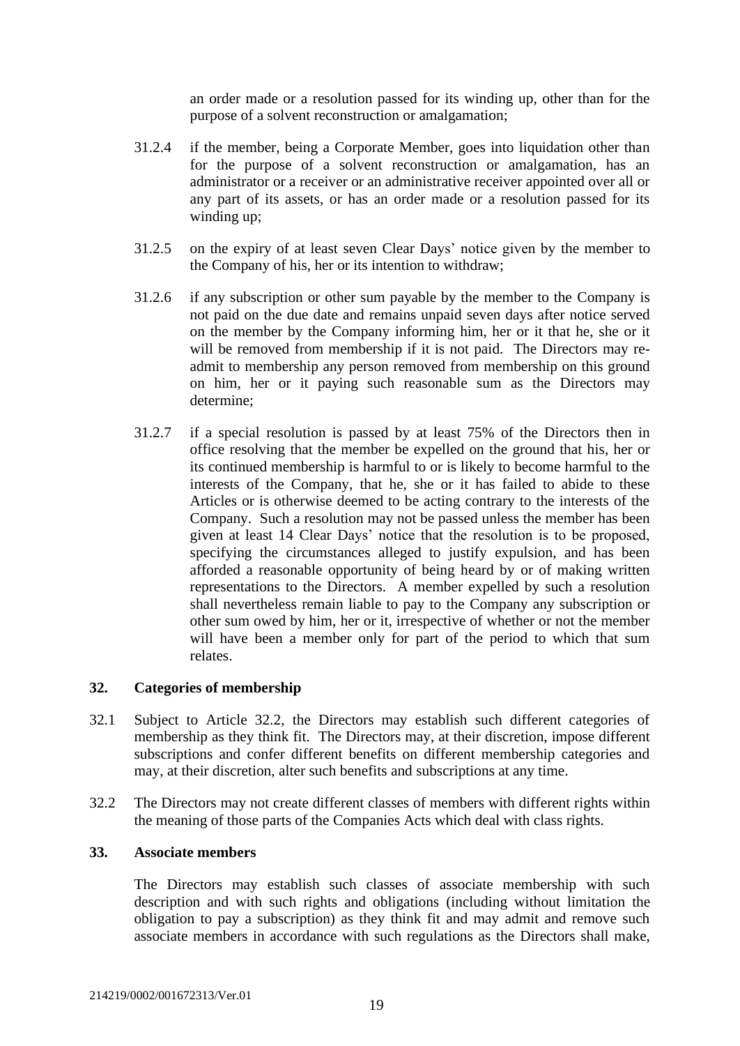an order made or a resolution passed for its winding up, other than for the purpose of a solvent reconstruction or amalgamation;

31.2.4 if the member, being a Corporate Member, goes into liquidation other than for the purpose of a solvent reconstruction or amalgamation, has an administrator or a receiver or an administrative receiver appointed over all or any part of its assets, or has an order made or a resolution passed for its winding up;

31.2.5 on the expiry of at least seven Clear Days' notice given by the member to the Company of his, her or its intention to withdraw;

31.2.6 if any subscription or other sum payable by the member to the Company is not paid on the due date and remains unpaid seven days after notice served on the member by the Company informing him, her or it that he, she or it will be removed from membership if it is not paid. The Directors may re-admit to membership any person removed from membership on this ground on him, her or it paying such reasonable sum as the Directors may determine;

31.2.7 if a special resolution is passed by at least 75% of the Directors then in office resolving that the member be expelled on the ground that his, her or its continued membership is harmful to or is likely to become harmful to the interests of the Company, that he, she or it has failed to abide to these Articles or is otherwise deemed to be acting contrary to the interests of the Company. Such a resolution may not be passed unless the member has been given at least 14 Clear Days' notice that the resolution is to be proposed, specifying the circumstances alleged to justify expulsion, and has been afforded a reasonable opportunity of being heard by or of making written representations to the Directors. A member expelled by such a resolution shall nevertheless remain liable to pay to the Company any subscription or other sum owed by him, her or it, irrespective of whether or not the member will have been a member only for part of the period to which that sum relates.

## 32. Categories of membership

32.1 Subject to Article 32.2, the Directors may establish such different categories of membership as they think fit. The Directors may, at their discretion, impose different subscriptions and confer different benefits on different membership categories and may, at their discretion, alter such benefits and subscriptions at any time.

32.2 The Directors may not create different classes of members with different rights within the meaning of those parts of the Companies Acts which deal with class rights.

## 33. Associate members

The Directors may establish such classes of associate membership with such description and with such rights and obligations (including without limitation the obligation to pay a subscription) as they think fit and may admit and remove such associate members in accordance with such regulations as the Directors shall make,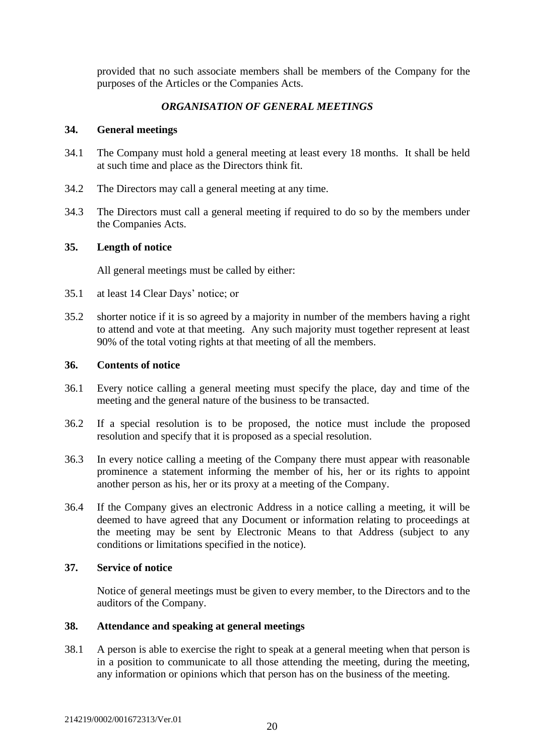provided that no such associate members shall be members of the Company for the purposes of the Articles or the Companies Acts.

## *ORGANISATION OF GENERAL MEETINGS*

### 34. General meetings

34.1 The Company must hold a general meeting at least every 18 months. It shall be held at such time and place as the Directors think fit.

34.2 The Directors may call a general meeting at any time.

34.3 The Directors must call a general meeting if required to do so by the members under the Companies Acts.

### 35. Length of notice

All general meetings must be called by either:

35.1 at least 14 Clear Days' notice; or

35.2 shorter notice if it is so agreed by a majority in number of the members having a right to attend and vote at that meeting. Any such majority must together represent at least 90% of the total voting rights at that meeting of all the members.

### 36. Contents of notice

36.1 Every notice calling a general meeting must specify the place, day and time of the meeting and the general nature of the business to be transacted.

36.2 If a special resolution is to be proposed, the notice must include the proposed resolution and specify that it is proposed as a special resolution.

36.3 In every notice calling a meeting of the Company there must appear with reasonable prominence a statement informing the member of his, her or its rights to appoint another person as his, her or its proxy at a meeting of the Company.

36.4 If the Company gives an electronic Address in a notice calling a meeting, it will be deemed to have agreed that any Document or information relating to proceedings at the meeting may be sent by Electronic Means to that Address (subject to any conditions or limitations specified in the notice).

### 37. Service of notice

Notice of general meetings must be given to every member, to the Directors and to the auditors of the Company.

### 38. Attendance and speaking at general meetings

38.1 A person is able to exercise the right to speak at a general meeting when that person is in a position to communicate to all those attending the meeting, during the meeting, any information or opinions which that person has on the business of the meeting.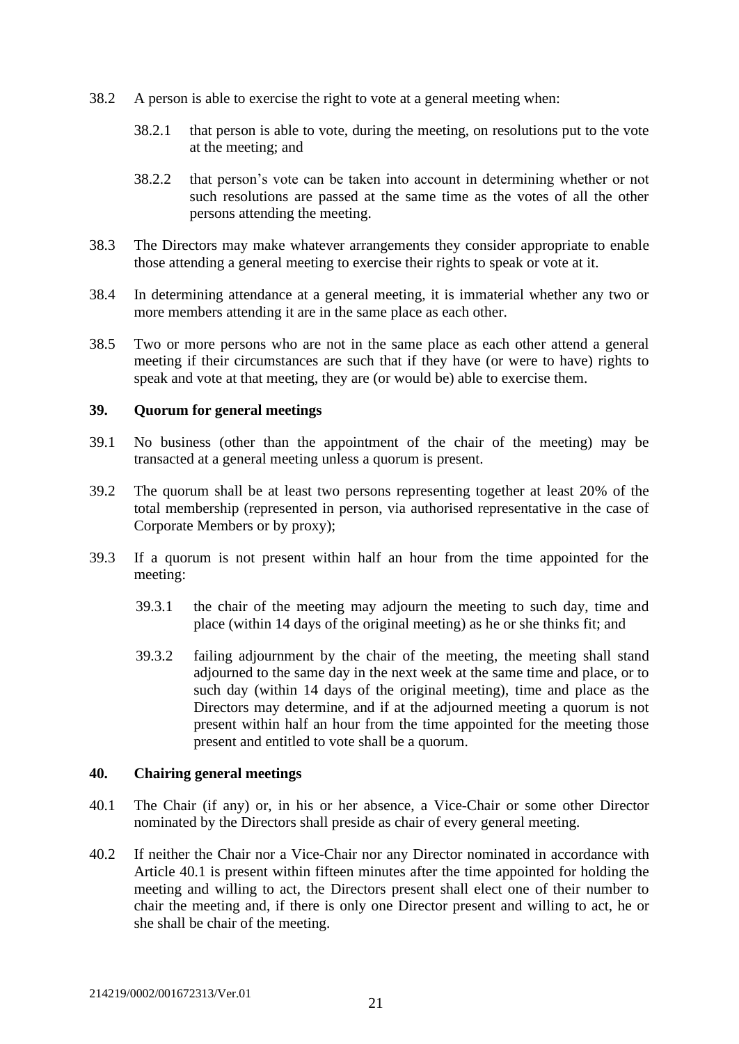38.2 A person is able to exercise the right to vote at a general meeting when:

38.2.1 that person is able to vote, during the meeting, on resolutions put to the vote at the meeting; and

38.2.2 that person's vote can be taken into account in determining whether or not such resolutions are passed at the same time as the votes of all the other persons attending the meeting.

38.3 The Directors may make whatever arrangements they consider appropriate to enable those attending a general meeting to exercise their rights to speak or vote at it.

38.4 In determining attendance at a general meeting, it is immaterial whether any two or more members attending it are in the same place as each other.

38.5 Two or more persons who are not in the same place as each other attend a general meeting if their circumstances are such that if they have (or were to have) rights to speak and vote at that meeting, they are (or would be) able to exercise them.

**39. Quorum for general meetings**

39.1 No business (other than the appointment of the chair of the meeting) may be transacted at a general meeting unless a quorum is present.

39.2 The quorum shall be at least two persons representing together at least 20% of the total membership (represented in person, via authorised representative in the case of Corporate Members or by proxy);

39.3 If a quorum is not present within half an hour from the time appointed for the meeting:

39.3.1 the chair of the meeting may adjourn the meeting to such day, time and place (within 14 days of the original meeting) as he or she thinks fit; and

39.3.2 failing adjournment by the chair of the meeting, the meeting shall stand adjourned to the same day in the next week at the same time and place, or to such day (within 14 days of the original meeting), time and place as the Directors may determine, and if at the adjourned meeting a quorum is not present within half an hour from the time appointed for the meeting those present and entitled to vote shall be a quorum.

**40. Chairing general meetings**

40.1 The Chair (if any) or, in his or her absence, a Vice-Chair or some other Director nominated by the Directors shall preside as chair of every general meeting.

40.2 If neither the Chair nor a Vice-Chair nor any Director nominated in accordance with Article 40.1 is present within fifteen minutes after the time appointed for holding the meeting and willing to act, the Directors present shall elect one of their number to chair the meeting and, if there is only one Director present and willing to act, he or she shall be chair of the meeting.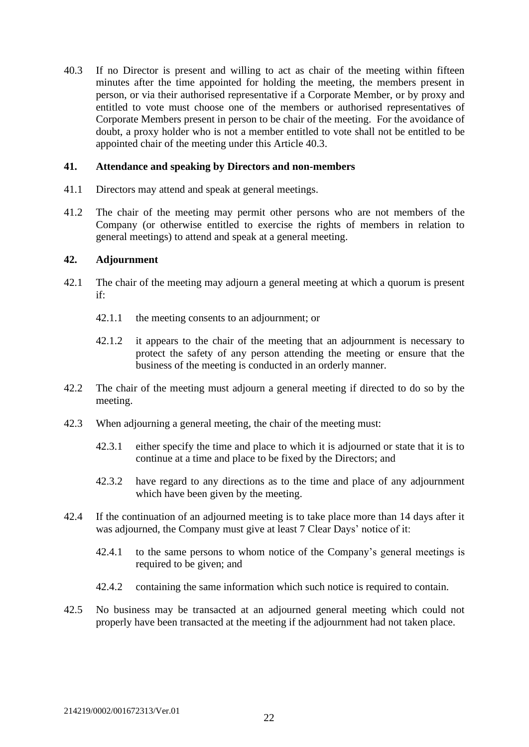40.3 If no Director is present and willing to act as chair of the meeting within fifteen minutes after the time appointed for holding the meeting, the members present in person, or via their authorised representative if a Corporate Member, or by proxy and entitled to vote must choose one of the members or authorised representatives of Corporate Members present in person to be chair of the meeting. For the avoidance of doubt, a proxy holder who is not a member entitled to vote shall not be entitled to be appointed chair of the meeting under this Article 40.3.

## 41. Attendance and speaking by Directors and non-members

41.1 Directors may attend and speak at general meetings.

41.2 The chair of the meeting may permit other persons who are not members of the Company (or otherwise entitled to exercise the rights of members in relation to general meetings) to attend and speak at a general meeting.

## 42. Adjournment

42.1 The chair of the meeting may adjourn a general meeting at which a quorum is present if:

42.1.1 the meeting consents to an adjournment; or

42.1.2 it appears to the chair of the meeting that an adjournment is necessary to protect the safety of any person attending the meeting or ensure that the business of the meeting is conducted in an orderly manner.

42.2 The chair of the meeting must adjourn a general meeting if directed to do so by the meeting.

42.3 When adjourning a general meeting, the chair of the meeting must:

42.3.1 either specify the time and place to which it is adjourned or state that it is to continue at a time and place to be fixed by the Directors; and

42.3.2 have regard to any directions as to the time and place of any adjournment which have been given by the meeting.

42.4 If the continuation of an adjourned meeting is to take place more than 14 days after it was adjourned, the Company must give at least 7 Clear Days' notice of it:

42.4.1 to the same persons to whom notice of the Company's general meetings is required to be given; and

42.4.2 containing the same information which such notice is required to contain.

42.5 No business may be transacted at an adjourned general meeting which could not properly have been transacted at the meeting if the adjournment had not taken place.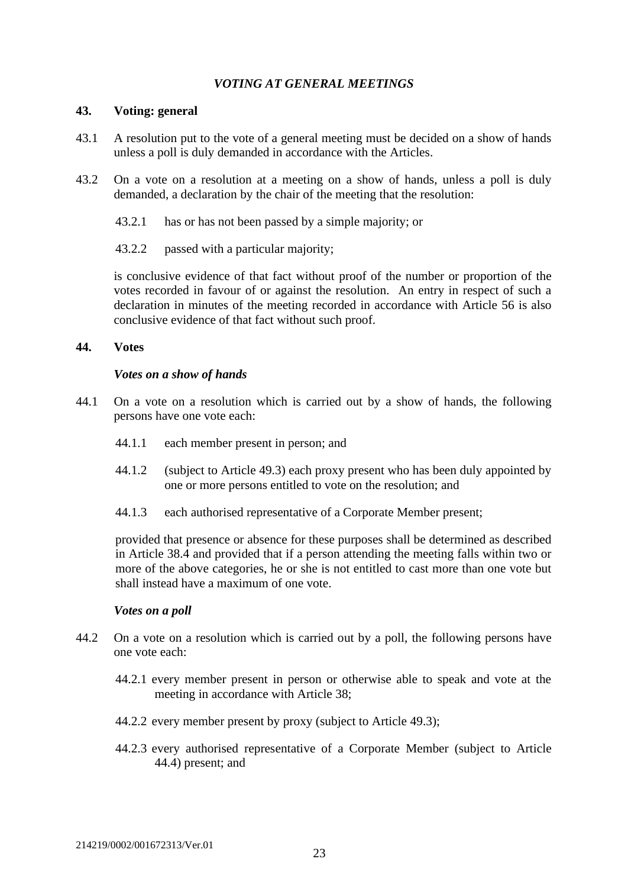## *VOTING AT GENERAL MEETINGS*

### 43. Voting: general

43.1 A resolution put to the vote of a general meeting must be decided on a show of hands unless a poll is duly demanded in accordance with the Articles.

43.2 On a vote on a resolution at a meeting on a show of hands, unless a poll is duly demanded, a declaration by the chair of the meeting that the resolution:

43.2.1 has or has not been passed by a simple majority; or

43.2.2 passed with a particular majority;

is conclusive evidence of that fact without proof of the number or proportion of the votes recorded in favour of or against the resolution. An entry in respect of such a declaration in minutes of the meeting recorded in accordance with Article 56 is also conclusive evidence of that fact without such proof.

### 44. Votes

#### *Votes on a show of hands*

44.1 On a vote on a resolution which is carried out by a show of hands, the following persons have one vote each:

44.1.1 each member present in person; and

44.1.2 (subject to Article 49.3) each proxy present who has been duly appointed by one or more persons entitled to vote on the resolution; and

44.1.3 each authorised representative of a Corporate Member present;

provided that presence or absence for these purposes shall be determined as described in Article 38.4 and provided that if a person attending the meeting falls within two or more of the above categories, he or she is not entitled to cast more than one vote but shall instead have a maximum of one vote.

#### *Votes on a poll*

44.2 On a vote on a resolution which is carried out by a poll, the following persons have one vote each:

44.2.1 every member present in person or otherwise able to speak and vote at the meeting in accordance with Article 38;

44.2.2 every member present by proxy (subject to Article 49.3);

44.2.3 every authorised representative of a Corporate Member (subject to Article 44.4) present; and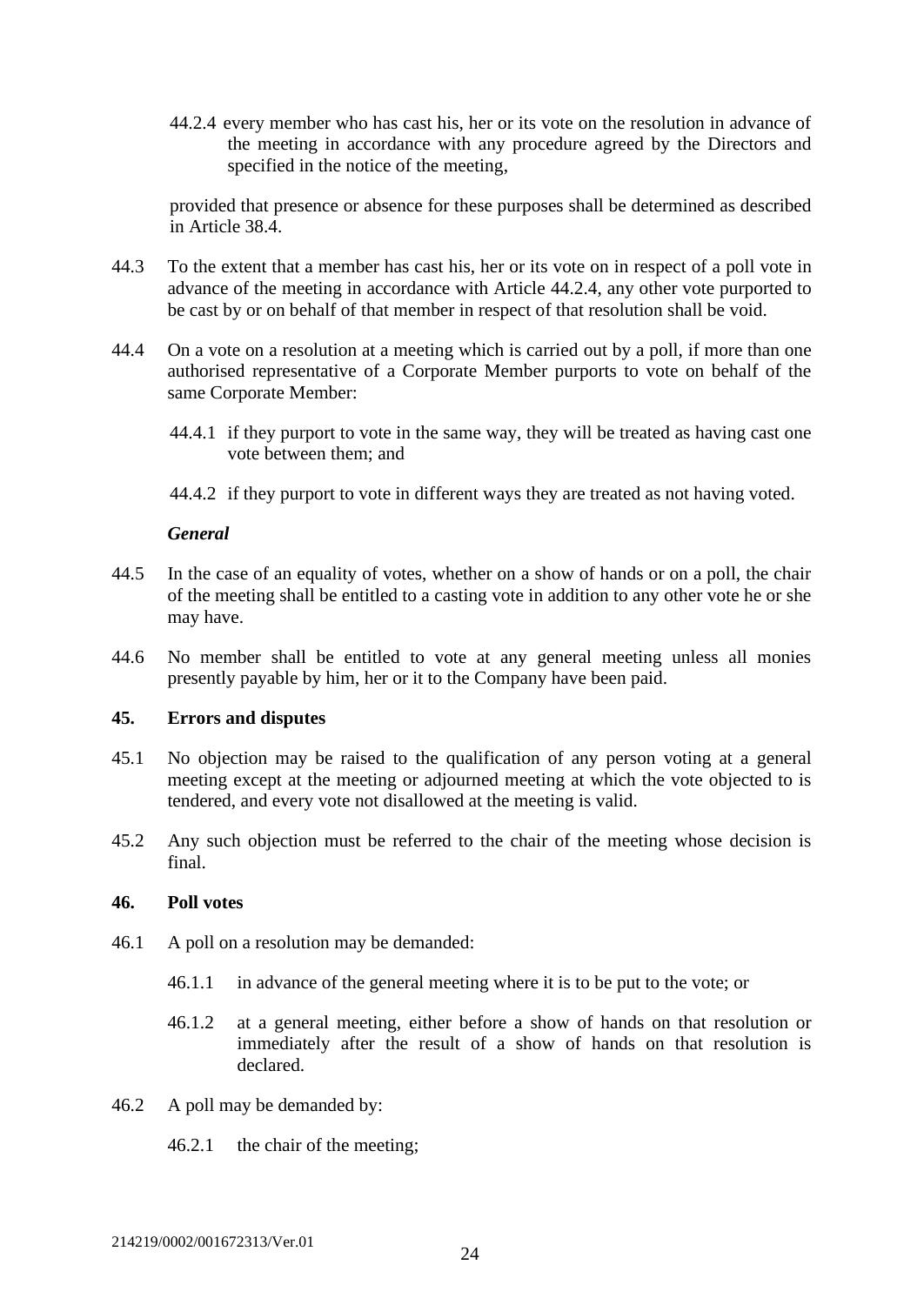44.2.4 every member who has cast his, her or its vote on the resolution in advance of the meeting in accordance with any procedure agreed by the Directors and specified in the notice of the meeting,

provided that presence or absence for these purposes shall be determined as described in Article 38.4.

44.3 To the extent that a member has cast his, her or its vote on in respect of a poll vote in advance of the meeting in accordance with Article 44.2.4, any other vote purported to be cast by or on behalf of that member in respect of that resolution shall be void.

44.4 On a vote on a resolution at a meeting which is carried out by a poll, if more than one authorised representative of a Corporate Member purports to vote on behalf of the same Corporate Member:

44.4.1 if they purport to vote in the same way, they will be treated as having cast one vote between them; and

44.4.2 if they purport to vote in different ways they are treated as not having voted.

***General***

44.5 In the case of an equality of votes, whether on a show of hands or on a poll, the chair of the meeting shall be entitled to a casting vote in addition to any other vote he or she may have.

44.6 No member shall be entitled to vote at any general meeting unless all monies presently payable by him, her or it to the Company have been paid.

**45. Errors and disputes**

45.1 No objection may be raised to the qualification of any person voting at a general meeting except at the meeting or adjourned meeting at which the vote objected to is tendered, and every vote not disallowed at the meeting is valid.

45.2 Any such objection must be referred to the chair of the meeting whose decision is final.

**46. Poll votes**

46.1 A poll on a resolution may be demanded:

46.1.1 in advance of the general meeting where it is to be put to the vote; or

46.1.2 at a general meeting, either before a show of hands on that resolution or immediately after the result of a show of hands on that resolution is declared.

46.2 A poll may be demanded by:

46.2.1 the chair of the meeting;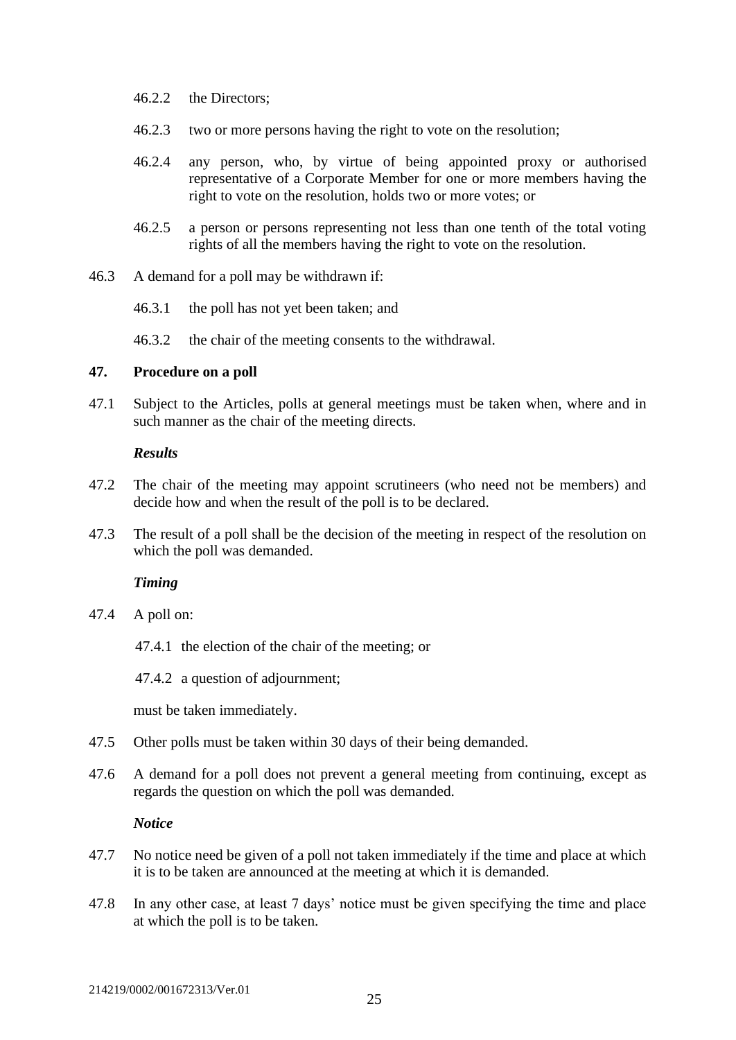46.2.2 the Directors;

46.2.3 two or more persons having the right to vote on the resolution;

46.2.4 any person, who, by virtue of being appointed proxy or authorised representative of a Corporate Member for one or more members having the right to vote on the resolution, holds two or more votes; or

46.2.5 a person or persons representing not less than one tenth of the total voting rights of all the members having the right to vote on the resolution.

46.3 A demand for a poll may be withdrawn if:

46.3.1 the poll has not yet been taken; and

46.3.2 the chair of the meeting consents to the withdrawal.

### 47. Procedure on a poll

47.1 Subject to the Articles, polls at general meetings must be taken when, where and in such manner as the chair of the meeting directs.

***Results***

47.2 The chair of the meeting may appoint scrutineers (who need not be members) and decide how and when the result of the poll is to be declared.

47.3 The result of a poll shall be the decision of the meeting in respect of the resolution on which the poll was demanded.

***Timing***

47.4 A poll on:

47.4.1 the election of the chair of the meeting; or

47.4.2 a question of adjournment;

must be taken immediately.

47.5 Other polls must be taken within 30 days of their being demanded.

47.6 A demand for a poll does not prevent a general meeting from continuing, except as regards the question on which the poll was demanded.

***Notice***

47.7 No notice need be given of a poll not taken immediately if the time and place at which it is to be taken are announced at the meeting at which it is demanded.

47.8 In any other case, at least 7 days' notice must be given specifying the time and place at which the poll is to be taken.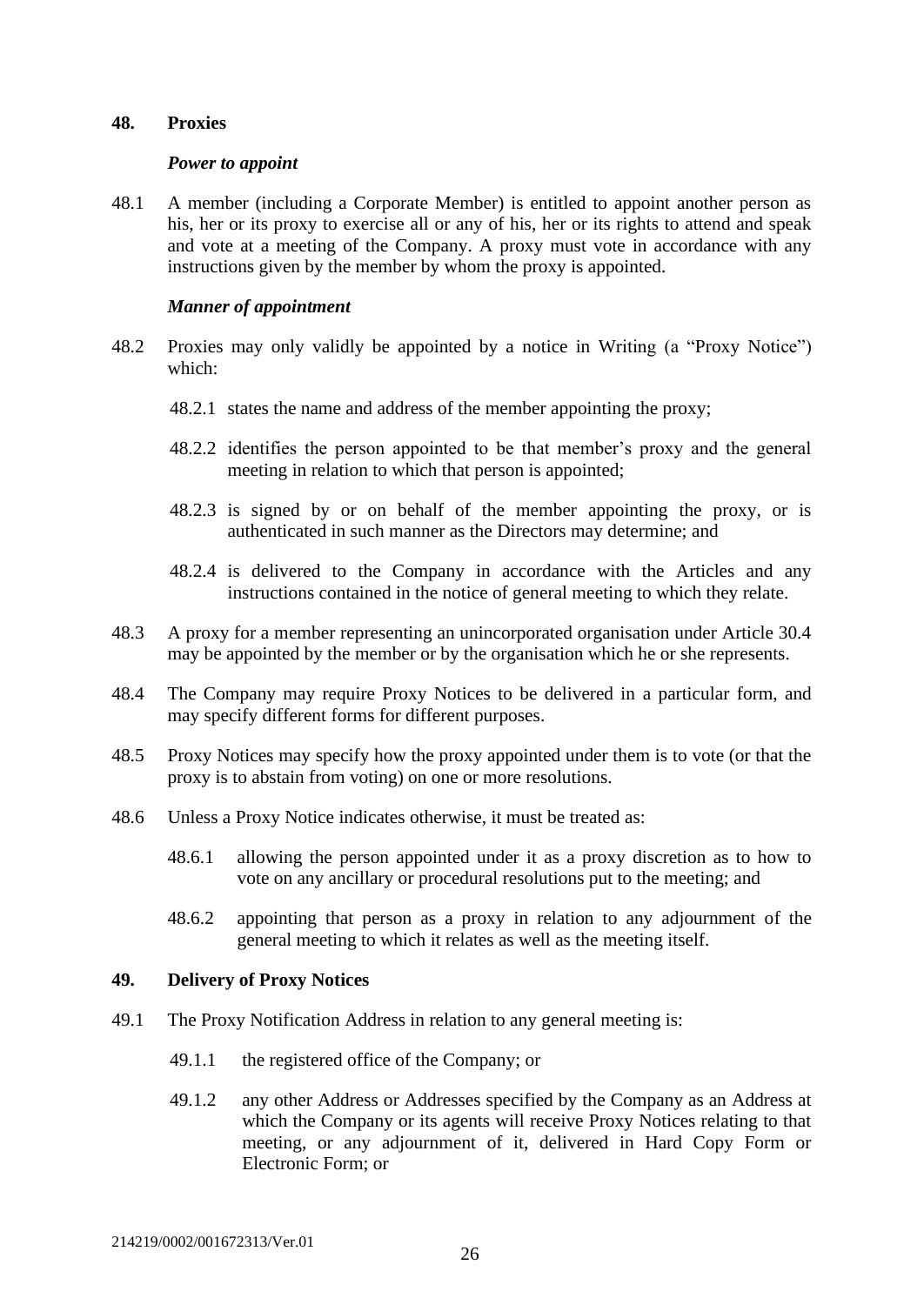## 48. Proxies

### *Power to appoint*

48.1 A member (including a Corporate Member) is entitled to appoint another person as his, her or its proxy to exercise all or any of his, her or its rights to attend and speak and vote at a meeting of the Company. A proxy must vote in accordance with any instructions given by the member by whom the proxy is appointed.

### *Manner of appointment*

48.2 Proxies may only validly be appointed by a notice in Writing (a "Proxy Notice") which:

48.2.1 states the name and address of the member appointing the proxy;

48.2.2 identifies the person appointed to be that member's proxy and the general meeting in relation to which that person is appointed;

48.2.3 is signed by or on behalf of the member appointing the proxy, or is authenticated in such manner as the Directors may determine; and

48.2.4 is delivered to the Company in accordance with the Articles and any instructions contained in the notice of general meeting to which they relate.

48.3 A proxy for a member representing an unincorporated organisation under Article 30.4 may be appointed by the member or by the organisation which he or she represents.

48.4 The Company may require Proxy Notices to be delivered in a particular form, and may specify different forms for different purposes.

48.5 Proxy Notices may specify how the proxy appointed under them is to vote (or that the proxy is to abstain from voting) on one or more resolutions.

48.6 Unless a Proxy Notice indicates otherwise, it must be treated as:

48.6.1 allowing the person appointed under it as a proxy discretion as to how to vote on any ancillary or procedural resolutions put to the meeting; and

48.6.2 appointing that person as a proxy in relation to any adjournment of the general meeting to which it relates as well as the meeting itself.

## 49. Delivery of Proxy Notices

49.1 The Proxy Notification Address in relation to any general meeting is:

49.1.1 the registered office of the Company; or

49.1.2 any other Address or Addresses specified by the Company as an Address at which the Company or its agents will receive Proxy Notices relating to that meeting, or any adjournment of it, delivered in Hard Copy Form or Electronic Form; or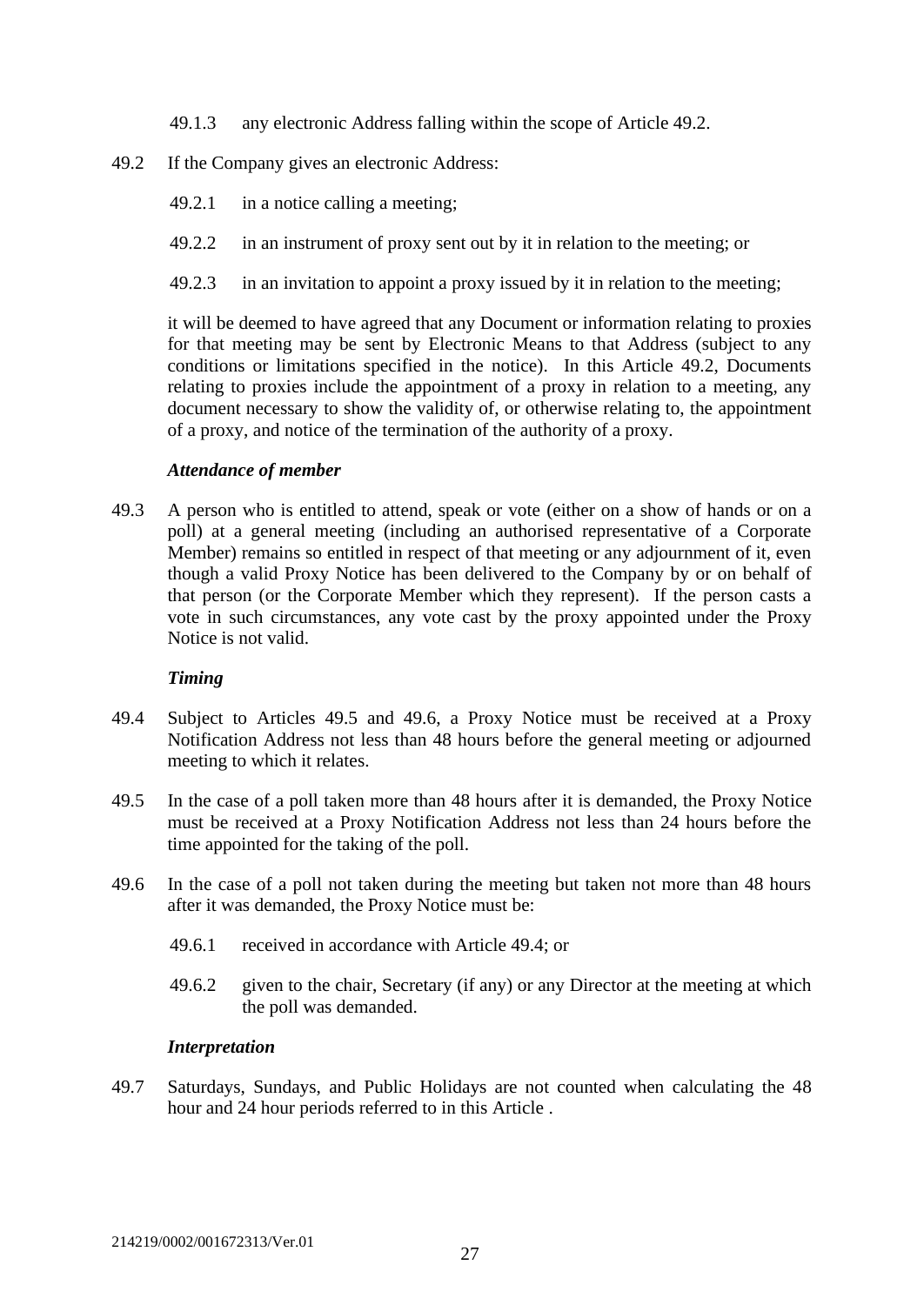49.1.3 any electronic Address falling within the scope of Article 49.2.

49.2 If the Company gives an electronic Address:

49.2.1 in a notice calling a meeting;

49.2.2 in an instrument of proxy sent out by it in relation to the meeting; or

49.2.3 in an invitation to appoint a proxy issued by it in relation to the meeting;

it will be deemed to have agreed that any Document or information relating to proxies for that meeting may be sent by Electronic Means to that Address (subject to any conditions or limitations specified in the notice). In this Article 49.2, Documents relating to proxies include the appointment of a proxy in relation to a meeting, any document necessary to show the validity of, or otherwise relating to, the appointment of a proxy, and notice of the termination of the authority of a proxy.

***Attendance of member***

49.3 A person who is entitled to attend, speak or vote (either on a show of hands or on a poll) at a general meeting (including an authorised representative of a Corporate Member) remains so entitled in respect of that meeting or any adjournment of it, even though a valid Proxy Notice has been delivered to the Company by or on behalf of that person (or the Corporate Member which they represent). If the person casts a vote in such circumstances, any vote cast by the proxy appointed under the Proxy Notice is not valid.

***Timing***

49.4 Subject to Articles 49.5 and 49.6, a Proxy Notice must be received at a Proxy Notification Address not less than 48 hours before the general meeting or adjourned meeting to which it relates.

49.5 In the case of a poll taken more than 48 hours after it is demanded, the Proxy Notice must be received at a Proxy Notification Address not less than 24 hours before the time appointed for the taking of the poll.

49.6 In the case of a poll not taken during the meeting but taken not more than 48 hours after it was demanded, the Proxy Notice must be:

49.6.1 received in accordance with Article 49.4; or

49.6.2 given to the chair, Secretary (if any) or any Director at the meeting at which the poll was demanded.

***Interpretation***

49.7 Saturdays, Sundays, and Public Holidays are not counted when calculating the 48 hour and 24 hour periods referred to in this Article .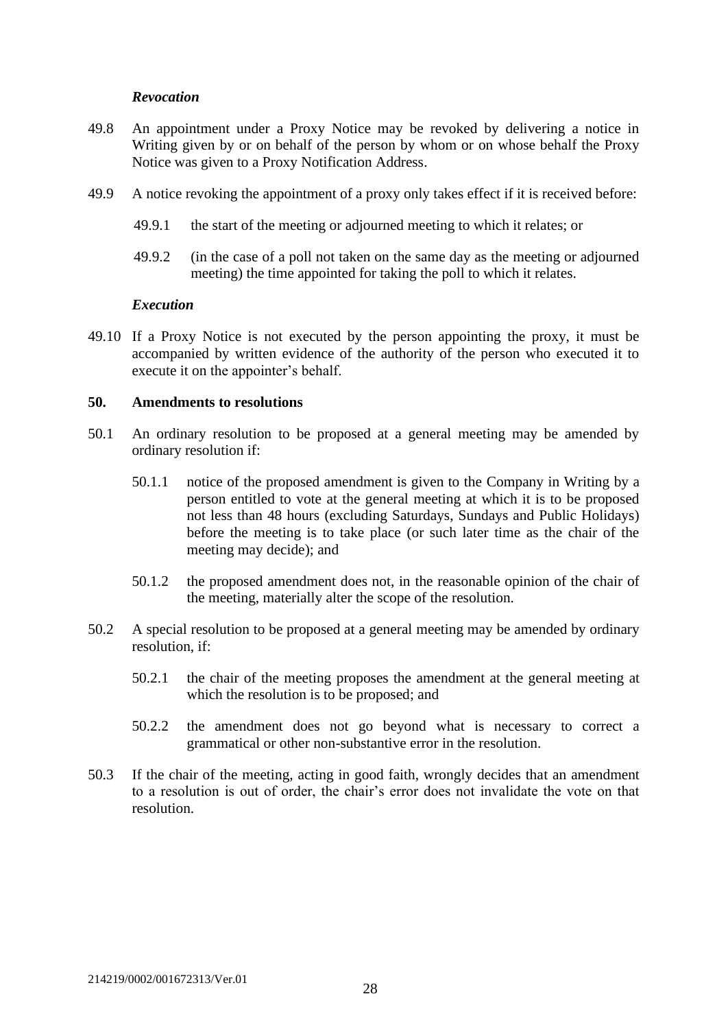*Revocation*

49.8 An appointment under a Proxy Notice may be revoked by delivering a notice in Writing given by or on behalf of the person by whom or on whose behalf the Proxy Notice was given to a Proxy Notification Address.

49.9 A notice revoking the appointment of a proxy only takes effect if it is received before:

49.9.1 the start of the meeting or adjourned meeting to which it relates; or

49.9.2 (in the case of a poll not taken on the same day as the meeting or adjourned meeting) the time appointed for taking the poll to which it relates.

*Execution*

49.10 If a Proxy Notice is not executed by the person appointing the proxy, it must be accompanied by written evidence of the authority of the person who executed it to execute it on the appointer's behalf.

**50. Amendments to resolutions**

50.1 An ordinary resolution to be proposed at a general meeting may be amended by ordinary resolution if:

50.1.1 notice of the proposed amendment is given to the Company in Writing by a person entitled to vote at the general meeting at which it is to be proposed not less than 48 hours (excluding Saturdays, Sundays and Public Holidays) before the meeting is to take place (or such later time as the chair of the meeting may decide); and

50.1.2 the proposed amendment does not, in the reasonable opinion of the chair of the meeting, materially alter the scope of the resolution.

50.2 A special resolution to be proposed at a general meeting may be amended by ordinary resolution, if:

50.2.1 the chair of the meeting proposes the amendment at the general meeting at which the resolution is to be proposed; and

50.2.2 the amendment does not go beyond what is necessary to correct a grammatical or other non-substantive error in the resolution.

50.3 If the chair of the meeting, acting in good faith, wrongly decides that an amendment to a resolution is out of order, the chair's error does not invalidate the vote on that resolution.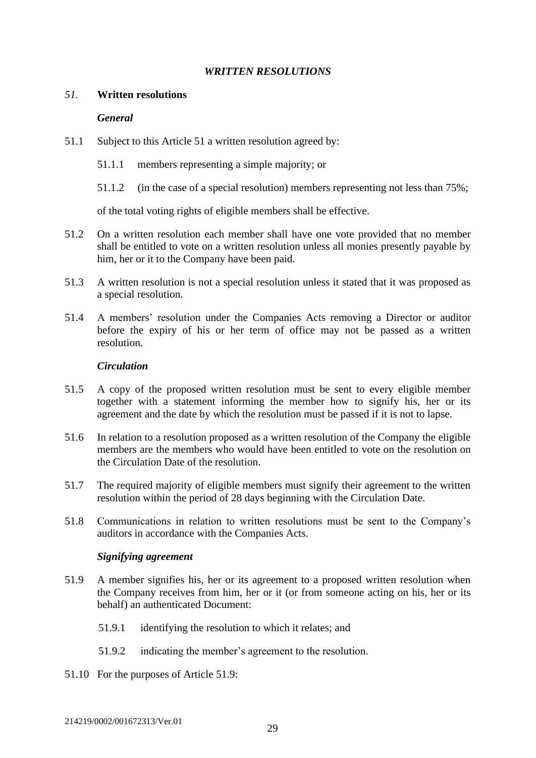## *WRITTEN RESOLUTIONS*

### *51.* **Written resolutions**

***General***

51.1 Subject to this Article 51 a written resolution agreed by:

51.1.1 members representing a simple majority; or

51.1.2 (in the case of a special resolution) members representing not less than 75%;

of the total voting rights of eligible members shall be effective.

51.2 On a written resolution each member shall have one vote provided that no member shall be entitled to vote on a written resolution unless all monies presently payable by him, her or it to the Company have been paid.

51.3 A written resolution is not a special resolution unless it stated that it was proposed as a special resolution.

51.4 A members' resolution under the Companies Acts removing a Director or auditor before the expiry of his or her term of office may not be passed as a written resolution.

***Circulation***

51.5 A copy of the proposed written resolution must be sent to every eligible member together with a statement informing the member how to signify his, her or its agreement and the date by which the resolution must be passed if it is not to lapse.

51.6 In relation to a resolution proposed as a written resolution of the Company the eligible members are the members who would have been entitled to vote on the resolution on the Circulation Date of the resolution.

51.7 The required majority of eligible members must signify their agreement to the written resolution within the period of 28 days beginning with the Circulation Date.

51.8 Communications in relation to written resolutions must be sent to the Company's auditors in accordance with the Companies Acts.

***Signifying agreement***

51.9 A member signifies his, her or its agreement to a proposed written resolution when the Company receives from him, her or it (or from someone acting on his, her or its behalf) an authenticated Document:

51.9.1 identifying the resolution to which it relates; and

51.9.2 indicating the member's agreement to the resolution.

51.10 For the purposes of Article 51.9: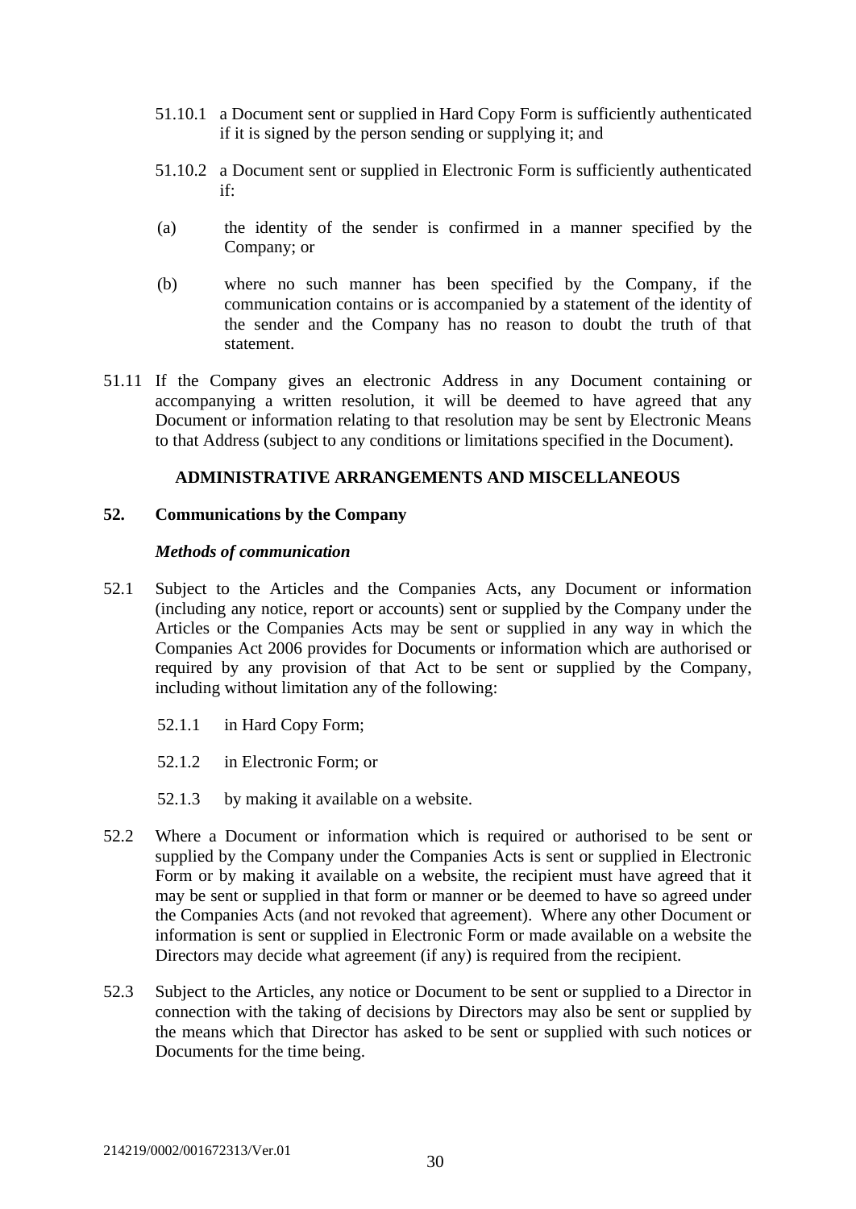51.10.1 a Document sent or supplied in Hard Copy Form is sufficiently authenticated if it is signed by the person sending or supplying it; and

51.10.2 a Document sent or supplied in Electronic Form is sufficiently authenticated if:

(a) the identity of the sender is confirmed in a manner specified by the Company; or

(b) where no such manner has been specified by the Company, if the communication contains or is accompanied by a statement of the identity of the sender and the Company has no reason to doubt the truth of that statement.

51.11 If the Company gives an electronic Address in any Document containing or accompanying a written resolution, it will be deemed to have agreed that any Document or information relating to that resolution may be sent by Electronic Means to that Address (subject to any conditions or limitations specified in the Document).

## ADMINISTRATIVE ARRANGEMENTS AND MISCELLANEOUS

### 52. Communications by the Company

***Methods of communication***

52.1 Subject to the Articles and the Companies Acts, any Document or information (including any notice, report or accounts) sent or supplied by the Company under the Articles or the Companies Acts may be sent or supplied in any way in which the Companies Act 2006 provides for Documents or information which are authorised or required by any provision of that Act to be sent or supplied by the Company, including without limitation any of the following:

52.1.1 in Hard Copy Form;

52.1.2 in Electronic Form; or

52.1.3 by making it available on a website.

52.2 Where a Document or information which is required or authorised to be sent or supplied by the Company under the Companies Acts is sent or supplied in Electronic Form or by making it available on a website, the recipient must have agreed that it may be sent or supplied in that form or manner or be deemed to have so agreed under the Companies Acts (and not revoked that agreement). Where any other Document or information is sent or supplied in Electronic Form or made available on a website the Directors may decide what agreement (if any) is required from the recipient.

52.3 Subject to the Articles, any notice or Document to be sent or supplied to a Director in connection with the taking of decisions by Directors may also be sent or supplied by the means which that Director has asked to be sent or supplied with such notices or Documents for the time being.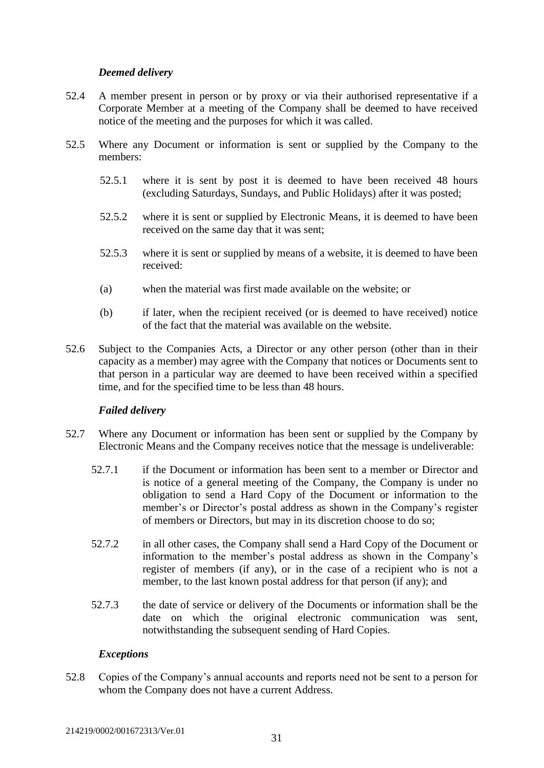*Deemed delivery*

52.4 A member present in person or by proxy or via their authorised representative if a Corporate Member at a meeting of the Company shall be deemed to have received notice of the meeting and the purposes for which it was called.

52.5 Where any Document or information is sent or supplied by the Company to the members:

52.5.1 where it is sent by post it is deemed to have been received 48 hours (excluding Saturdays, Sundays, and Public Holidays) after it was posted;

52.5.2 where it is sent or supplied by Electronic Means, it is deemed to have been received on the same day that it was sent;

52.5.3 where it is sent or supplied by means of a website, it is deemed to have been received:

(a) when the material was first made available on the website; or

(b) if later, when the recipient received (or is deemed to have received) notice of the fact that the material was available on the website.

52.6 Subject to the Companies Acts, a Director or any other person (other than in their capacity as a member) may agree with the Company that notices or Documents sent to that person in a particular way are deemed to have been received within a specified time, and for the specified time to be less than 48 hours.

*Failed delivery*

52.7 Where any Document or information has been sent or supplied by the Company by Electronic Means and the Company receives notice that the message is undeliverable:

52.7.1 if the Document or information has been sent to a member or Director and is notice of a general meeting of the Company, the Company is under no obligation to send a Hard Copy of the Document or information to the member's or Director's postal address as shown in the Company's register of members or Directors, but may in its discretion choose to do so;

52.7.2 in all other cases, the Company shall send a Hard Copy of the Document or information to the member's postal address as shown in the Company's register of members (if any), or in the case of a recipient who is not a member, to the last known postal address for that person (if any); and

52.7.3 the date of service or delivery of the Documents or information shall be the date on which the original electronic communication was sent, notwithstanding the subsequent sending of Hard Copies.

*Exceptions*

52.8 Copies of the Company's annual accounts and reports need not be sent to a person for whom the Company does not have a current Address.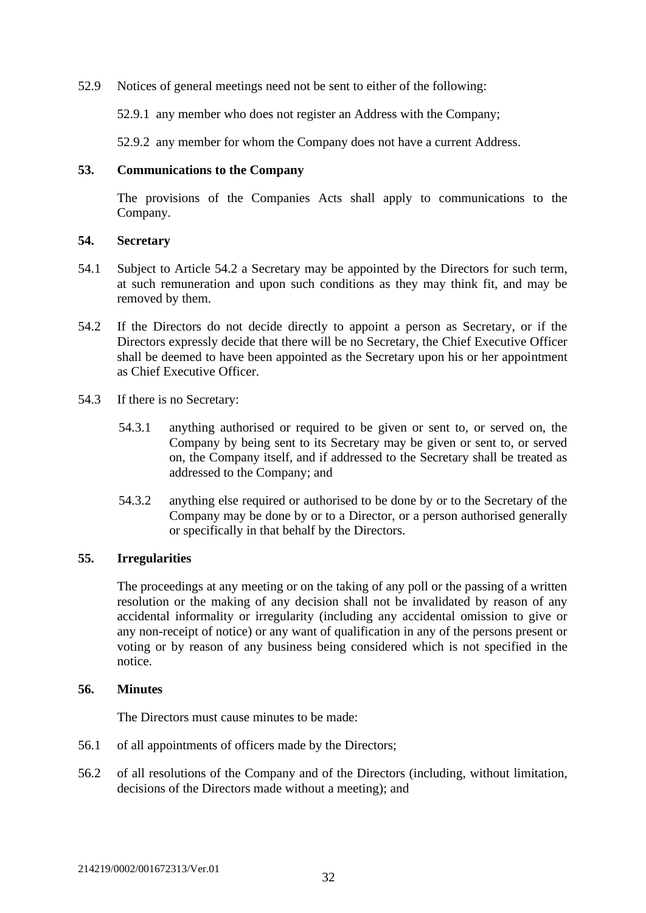52.9 Notices of general meetings need not be sent to either of the following:

52.9.1 any member who does not register an Address with the Company;

52.9.2 any member for whom the Company does not have a current Address.

## 53. Communications to the Company

The provisions of the Companies Acts shall apply to communications to the Company.

## 54. Secretary

54.1 Subject to Article 54.2 a Secretary may be appointed by the Directors for such term, at such remuneration and upon such conditions as they may think fit, and may be removed by them.

54.2 If the Directors do not decide directly to appoint a person as Secretary, or if the Directors expressly decide that there will be no Secretary, the Chief Executive Officer shall be deemed to have been appointed as the Secretary upon his or her appointment as Chief Executive Officer.

54.3 If there is no Secretary:

54.3.1 anything authorised or required to be given or sent to, or served on, the Company by being sent to its Secretary may be given or sent to, or served on, the Company itself, and if addressed to the Secretary shall be treated as addressed to the Company; and

54.3.2 anything else required or authorised to be done by or to the Secretary of the Company may be done by or to a Director, or a person authorised generally or specifically in that behalf by the Directors.

## 55. Irregularities

The proceedings at any meeting or on the taking of any poll or the passing of a written resolution or the making of any decision shall not be invalidated by reason of any accidental informality or irregularity (including any accidental omission to give or any non-receipt of notice) or any want of qualification in any of the persons present or voting or by reason of any business being considered which is not specified in the notice.

## 56. Minutes

The Directors must cause minutes to be made:

56.1 of all appointments of officers made by the Directors;

56.2 of all resolutions of the Company and of the Directors (including, without limitation, decisions of the Directors made without a meeting); and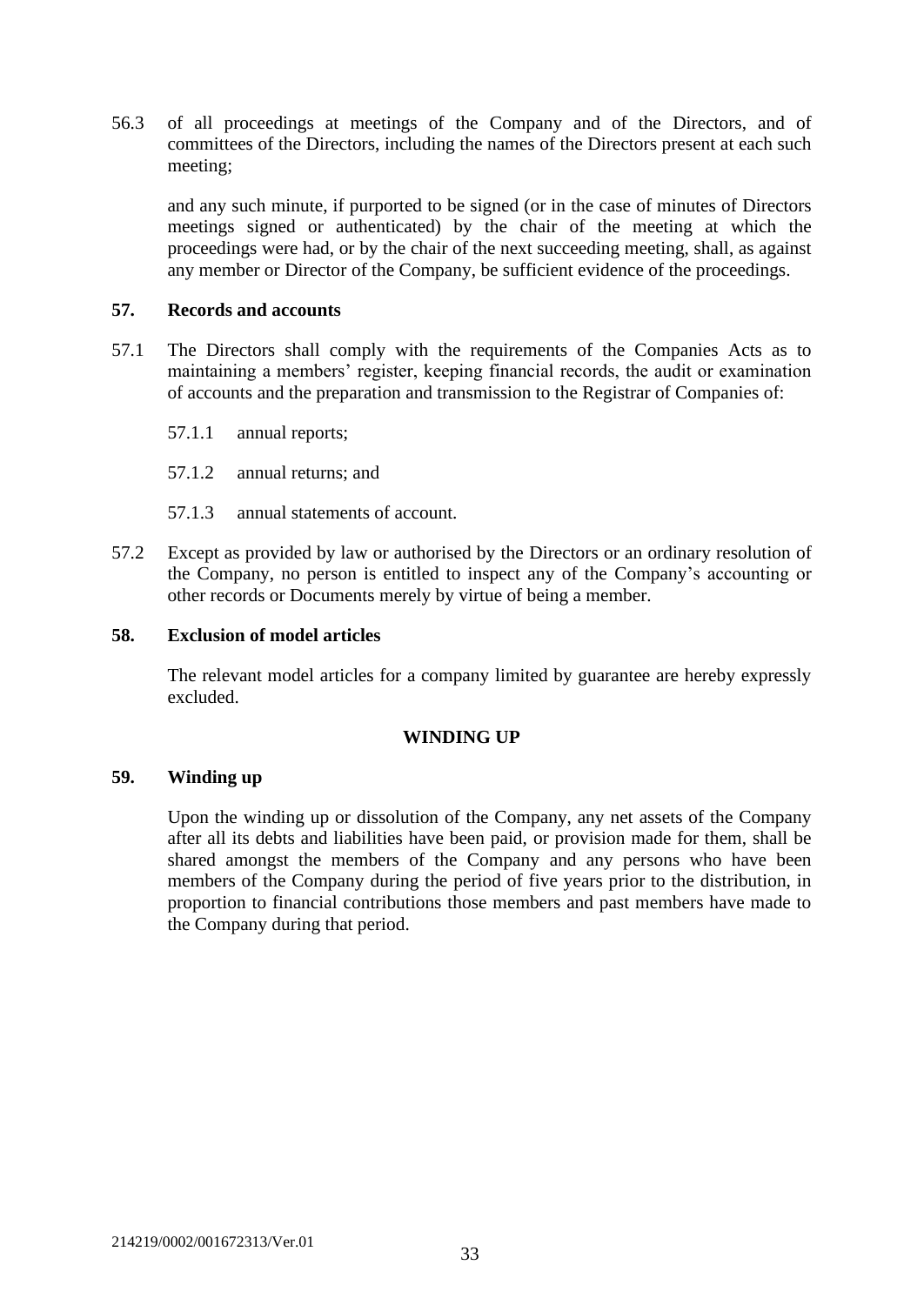56.3 of all proceedings at meetings of the Company and of the Directors, and of committees of the Directors, including the names of the Directors present at each such meeting;

and any such minute, if purported to be signed (or in the case of minutes of Directors meetings signed or authenticated) by the chair of the meeting at which the proceedings were had, or by the chair of the next succeeding meeting, shall, as against any member or Director of the Company, be sufficient evidence of the proceedings.

### 57. Records and accounts

57.1 The Directors shall comply with the requirements of the Companies Acts as to maintaining a members' register, keeping financial records, the audit or examination of accounts and the preparation and transmission to the Registrar of Companies of:

57.1.1 annual reports;

57.1.2 annual returns; and

57.1.3 annual statements of account.

57.2 Except as provided by law or authorised by the Directors or an ordinary resolution of the Company, no person is entitled to inspect any of the Company's accounting or other records or Documents merely by virtue of being a member.

### 58. Exclusion of model articles

The relevant model articles for a company limited by guarantee are hereby expressly excluded.

## WINDING UP

### 59. Winding up

Upon the winding up or dissolution of the Company, any net assets of the Company after all its debts and liabilities have been paid, or provision made for them, shall be shared amongst the members of the Company and any persons who have been members of the Company during the period of five years prior to the distribution, in proportion to financial contributions those members and past members have made to the Company during that period.

214219/0002/001672313/Ver.01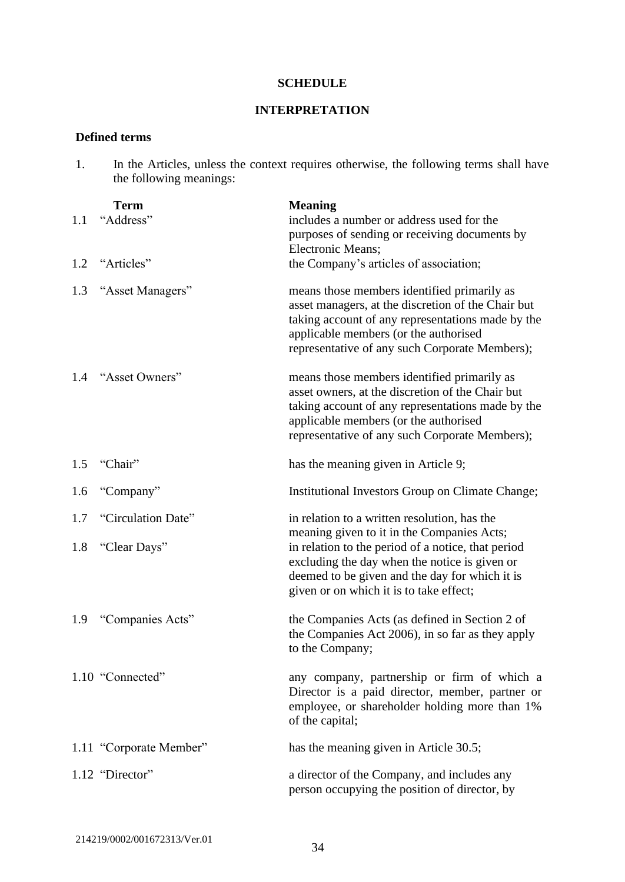**SCHEDULE**

**INTERPRETATION**

**Defined terms**

1. In the Articles, unless the context requires otherwise, the following terms shall have the following meanings:

| | **Term** | **Meaning** |
|---|---|---|
| 1.1 | "Address" | includes a number or address used for the purposes of sending or receiving documents by Electronic Means; |
| 1.2 | "Articles" | the Company's articles of association; |
| 1.3 | "Asset Managers" | means those members identified primarily as asset managers, at the discretion of the Chair but taking account of any representations made by the applicable members (or the authorised representative of any such Corporate Members); |
| 1.4 | "Asset Owners" | means those members identified primarily as asset owners, at the discretion of the Chair but taking account of any representations made by the applicable members (or the authorised representative of any such Corporate Members); |
| 1.5 | "Chair" | has the meaning given in Article 9; |
| 1.6 | "Company" | Institutional Investors Group on Climate Change; |
| 1.7 | "Circulation Date" | in relation to a written resolution, has the meaning given to it in the Companies Acts; |
| 1.8 | "Clear Days" | in relation to the period of a notice, that period excluding the day when the notice is given or deemed to be given and the day for which it is given or on which it is to take effect; |
| 1.9 | "Companies Acts" | the Companies Acts (as defined in Section 2 of the Companies Act 2006), in so far as they apply to the Company; |
| 1.10 | "Connected" | any company, partnership or firm of which a Director is a paid director, member, partner or employee, or shareholder holding more than 1% of the capital; |
| 1.11 | "Corporate Member" | has the meaning given in Article 30.5; |
| 1.12 | "Director" | a director of the Company, and includes any person occupying the position of director, by |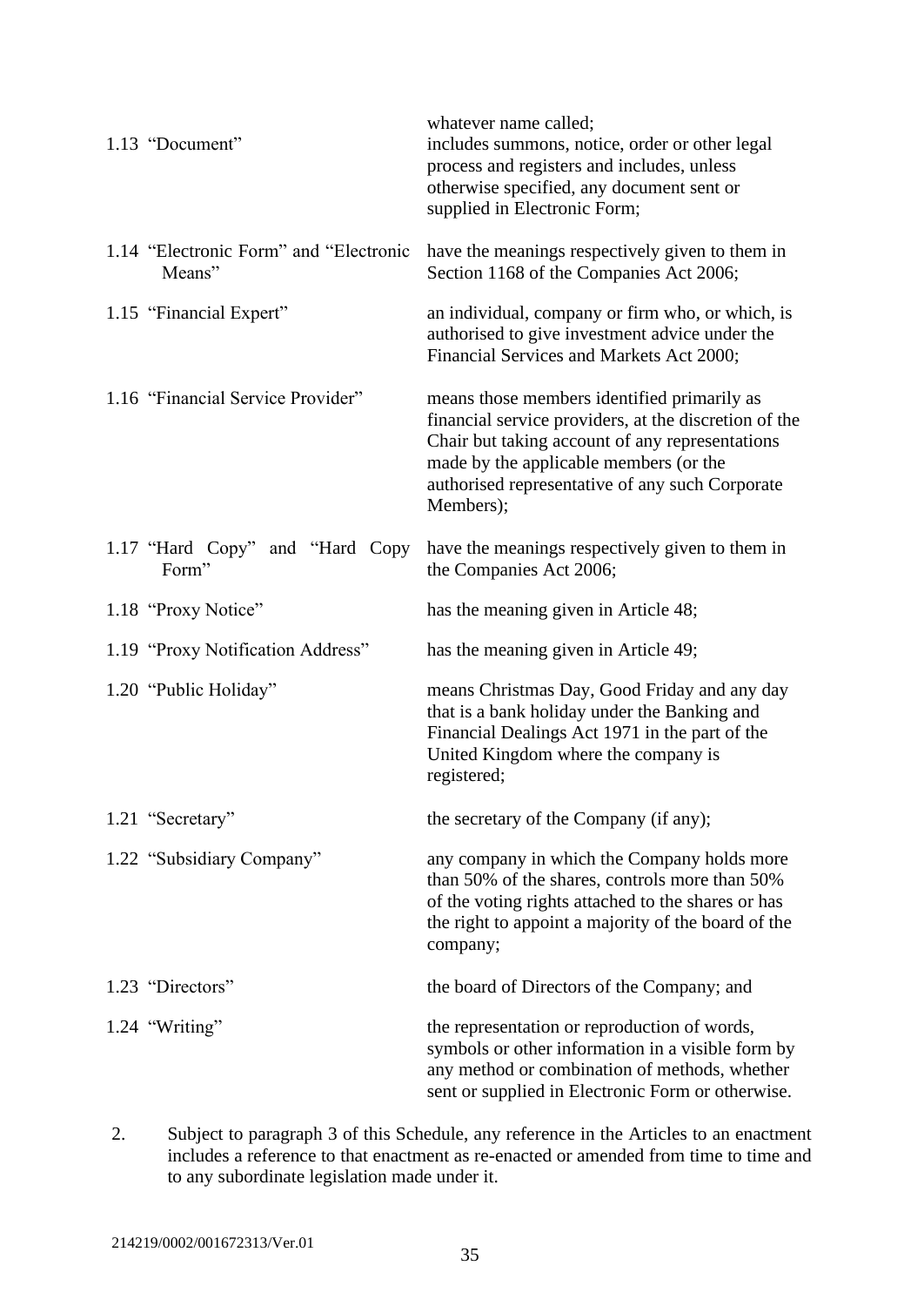| | |
|---|---|
| | whatever name called; |
| 1.13 "Document" | includes summons, notice, order or other legal process and registers and includes, unless otherwise specified, any document sent or supplied in Electronic Form; |
| 1.14 "Electronic Form" and "Electronic Means" | have the meanings respectively given to them in Section 1168 of the Companies Act 2006; |
| 1.15 "Financial Expert" | an individual, company or firm who, or which, is authorised to give investment advice under the Financial Services and Markets Act 2000; |
| 1.16 "Financial Service Provider" | means those members identified primarily as financial service providers, at the discretion of the Chair but taking account of any representations made by the applicable members (or the authorised representative of any such Corporate Members); |
| 1.17 "Hard Copy" and "Hard Copy Form" | have the meanings respectively given to them in the Companies Act 2006; |
| 1.18 "Proxy Notice" | has the meaning given in Article 48; |
| 1.19 "Proxy Notification Address" | has the meaning given in Article 49; |
| 1.20 "Public Holiday" | means Christmas Day, Good Friday and any day that is a bank holiday under the Banking and Financial Dealings Act 1971 in the part of the United Kingdom where the company is registered; |
| 1.21 "Secretary" | the secretary of the Company (if any); |
| 1.22 "Subsidiary Company" | any company in which the Company holds more than 50% of the shares, controls more than 50% of the voting rights attached to the shares or has the right to appoint a majority of the board of the company; |
| 1.23 "Directors" | the board of Directors of the Company; and |
| 1.24 "Writing" | the representation or reproduction of words, symbols or other information in a visible form by any method or combination of methods, whether sent or supplied in Electronic Form or otherwise. |

2. Subject to paragraph 3 of this Schedule, any reference in the Articles to an enactment includes a reference to that enactment as re-enacted or amended from time to time and to any subordinate legislation made under it.

214219/0002/001672313/Ver.01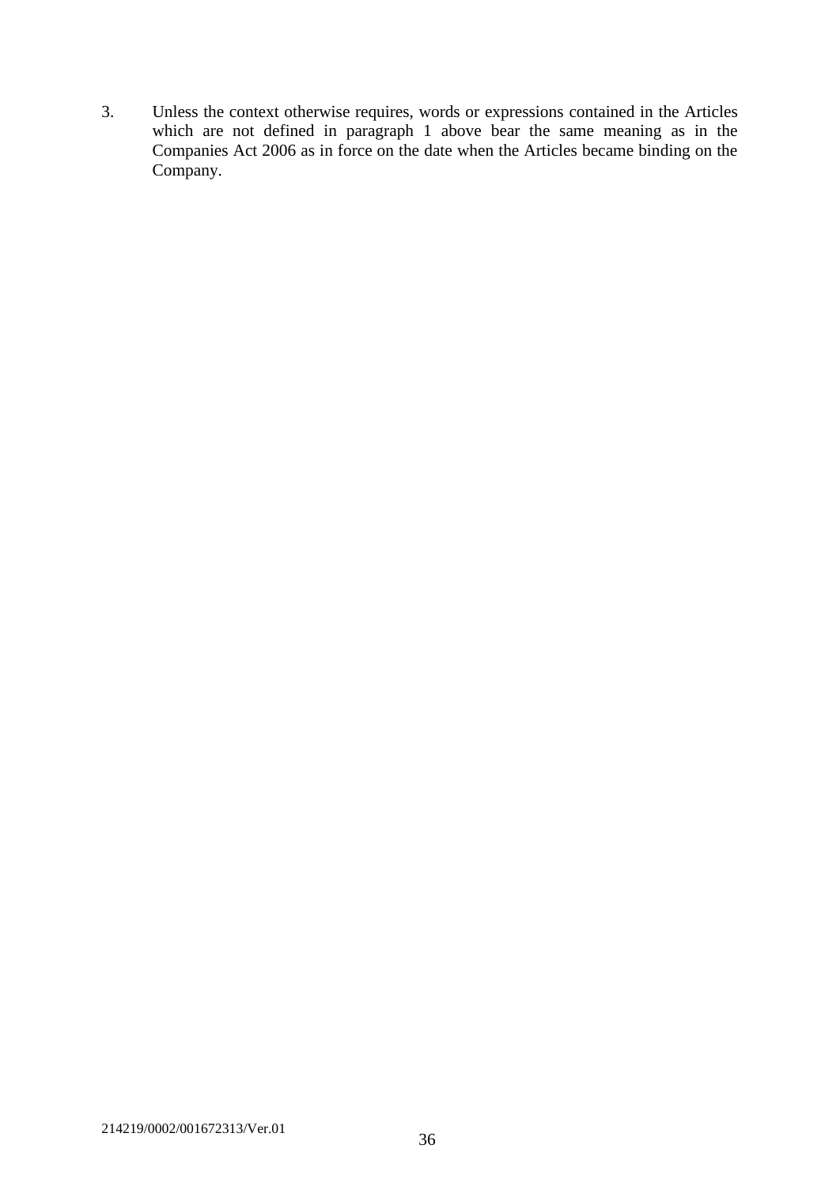3. Unless the context otherwise requires, words or expressions contained in the Articles which are not defined in paragraph 1 above bear the same meaning as in the Companies Act 2006 as in force on the date when the Articles became binding on the Company.